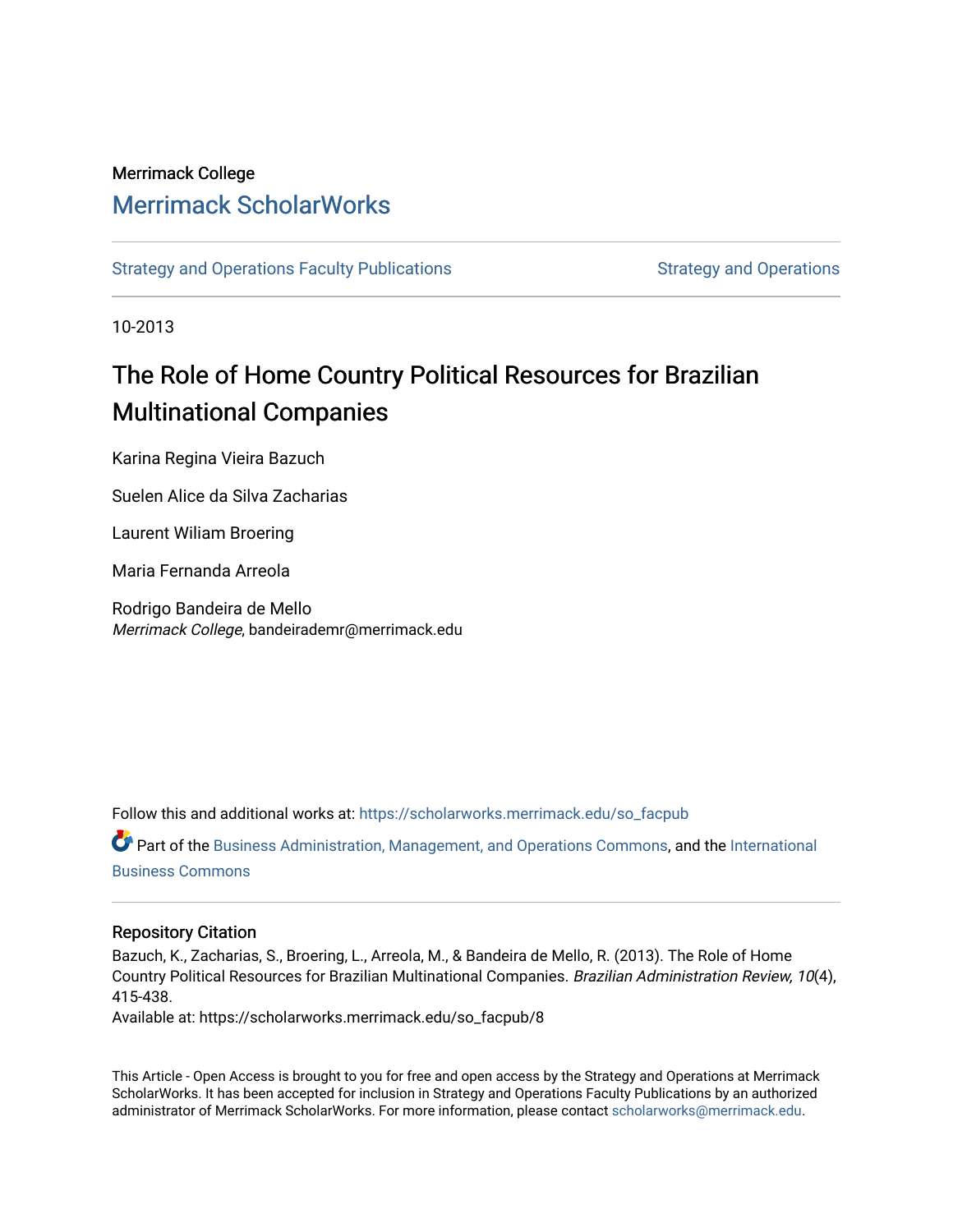Merrimack College

# Merrimack ScholarWorks

Strategy and Operations Faculty Publications | Strategy and Operations

10-2013

## The Role of Home Country Political Resources for Brazilian Multinational Companies

Karina Regina Vieira Bazuch

Suelen Alice da Silva Zacharias

Laurent Wiliam Broering

Maria Fernanda Arreola

Rodrigo Bandeira de Mello
*Merrimack College*, bandeirademr@merrimack.edu

Follow this and additional works at: https://scholarworks.merrimack.edu/so_facpub

Part of the Business Administration, Management, and Operations Commons, and the International Business Commons

### Repository Citation

Bazuch, K., Zacharias, S., Broering, L., Arreola, M., & Bandeira de Mello, R. (2013). The Role of Home Country Political Resources for Brazilian Multinational Companies. *Brazilian Administration Review, 10*(4), 415-438.
Available at: https://scholarworks.merrimack.edu/so_facpub/8

This Article - Open Access is brought to you for free and open access by the Strategy and Operations at Merrimack ScholarWorks. It has been accepted for inclusion in Strategy and Operations Faculty Publications by an authorized administrator of Merrimack ScholarWorks. For more information, please contact scholarworks@merrimack.edu.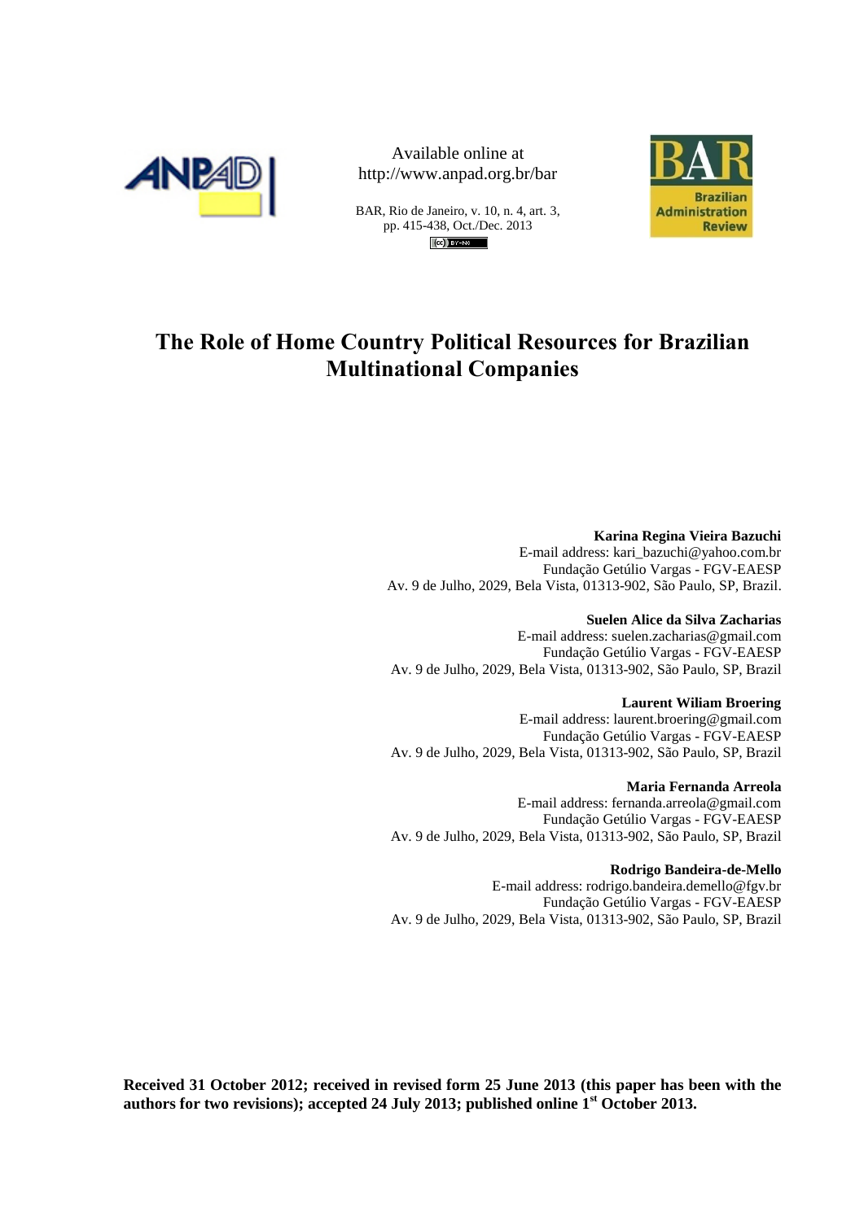Available online at
http://www.anpad.org.br/bar

# The Role of Home Country Political Resources for Brazilian Multinational Companies

**Karina Regina Vieira Bazuchi**
E-mail address: kari_bazuchi@yahoo.com.br
Fundação Getúlio Vargas - FGV-EAESP
Av. 9 de Julho, 2029, Bela Vista, 01313-902, São Paulo, SP, Brazil.

**Suelen Alice da Silva Zacharias**
E-mail address: suelen.zacharias@gmail.com
Fundação Getúlio Vargas - FGV-EAESP
Av. 9 de Julho, 2029, Bela Vista, 01313-902, São Paulo, SP, Brazil

**Laurent Wiliam Broering**
E-mail address: laurent.broering@gmail.com
Fundação Getúlio Vargas - FGV-EAESP
Av. 9 de Julho, 2029, Bela Vista, 01313-902, São Paulo, SP, Brazil

**Maria Fernanda Arreola**
E-mail address: fernanda.arreola@gmail.com
Fundação Getúlio Vargas - FGV-EAESP
Av. 9 de Julho, 2029, Bela Vista, 01313-902, São Paulo, SP, Brazil

**Rodrigo Bandeira-de-Mello**
E-mail address: rodrigo.bandeira.demello@fgv.br
Fundação Getúlio Vargas - FGV-EAESP
Av. 9 de Julho, 2029, Bela Vista, 01313-902, São Paulo, SP, Brazil

**Received 31 October 2012; received in revised form 25 June 2013 (this paper has been with the authors for two revisions); accepted 24 July 2013; published online 1st October 2013.**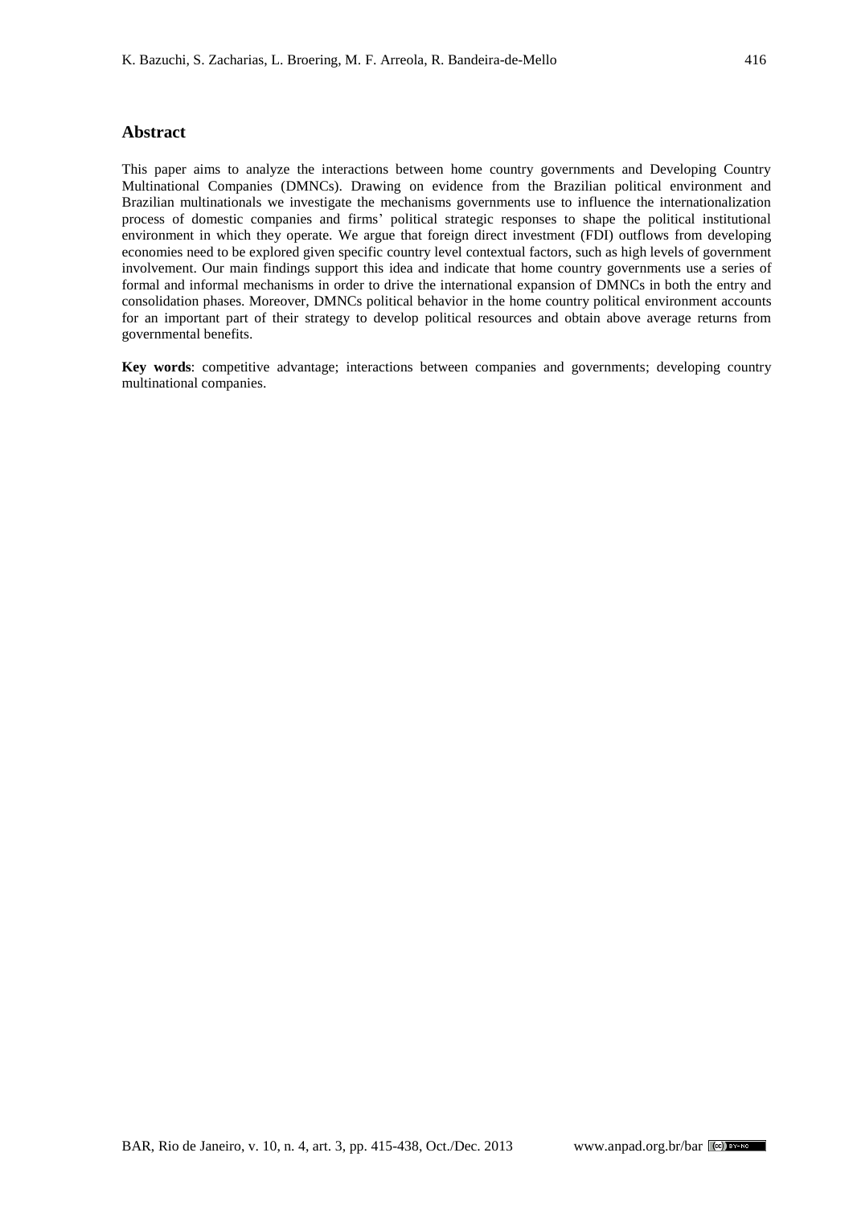## Abstract

This paper aims to analyze the interactions between home country governments and Developing Country Multinational Companies (DMNCs). Drawing on evidence from the Brazilian political environment and Brazilian multinationals we investigate the mechanisms governments use to influence the internationalization process of domestic companies and firms' political strategic responses to shape the political institutional environment in which they operate. We argue that foreign direct investment (FDI) outflows from developing economies need to be explored given specific country level contextual factors, such as high levels of government involvement. Our main findings support this idea and indicate that home country governments use a series of formal and informal mechanisms in order to drive the international expansion of DMNCs in both the entry and consolidation phases. Moreover, DMNCs political behavior in the home country political environment accounts for an important part of their strategy to develop political resources and obtain above average returns from governmental benefits.

**Key words**: competitive advantage; interactions between companies and governments; developing country multinational companies.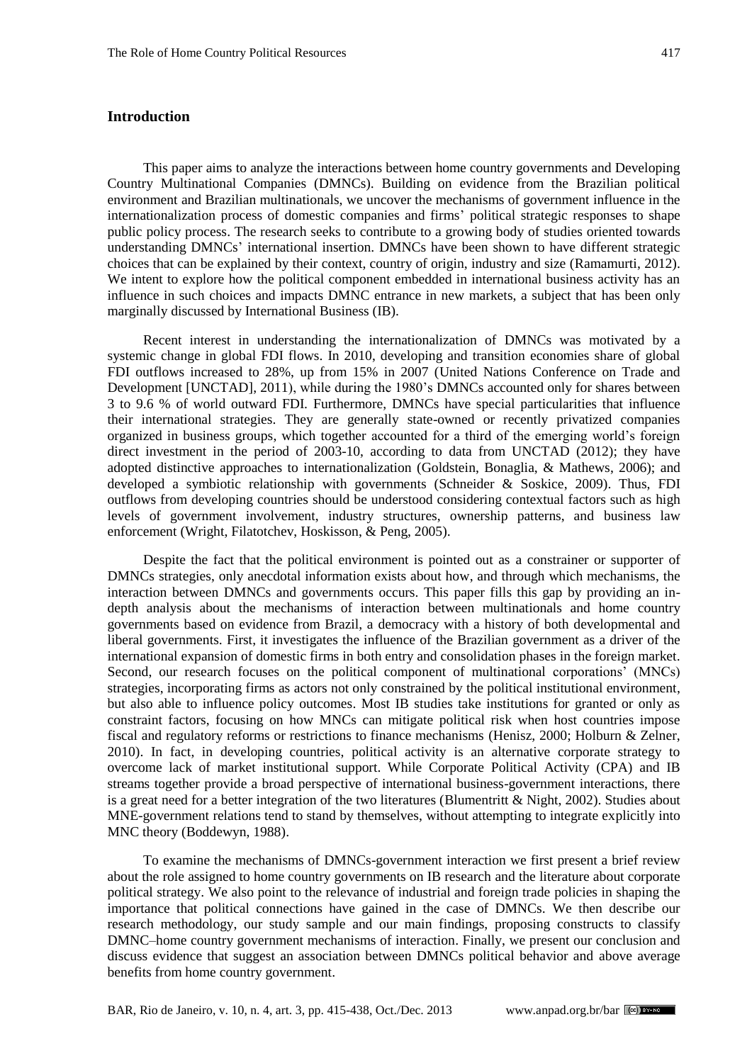## Introduction

This paper aims to analyze the interactions between home country governments and Developing Country Multinational Companies (DMNCs). Building on evidence from the Brazilian political environment and Brazilian multinationals, we uncover the mechanisms of government influence in the internationalization process of domestic companies and firms' political strategic responses to shape public policy process. The research seeks to contribute to a growing body of studies oriented towards understanding DMNCs' international insertion. DMNCs have been shown to have different strategic choices that can be explained by their context, country of origin, industry and size (Ramamurti, 2012). We intent to explore how the political component embedded in international business activity has an influence in such choices and impacts DMNC entrance in new markets, a subject that has been only marginally discussed by International Business (IB).

Recent interest in understanding the internationalization of DMNCs was motivated by a systemic change in global FDI flows. In 2010, developing and transition economies share of global FDI outflows increased to 28%, up from 15% in 2007 (United Nations Conference on Trade and Development [UNCTAD], 2011), while during the 1980's DMNCs accounted only for shares between 3 to 9.6 % of world outward FDI. Furthermore, DMNCs have special particularities that influence their international strategies. They are generally state-owned or recently privatized companies organized in business groups, which together accounted for a third of the emerging world's foreign direct investment in the period of 2003-10, according to data from UNCTAD (2012); they have adopted distinctive approaches to internationalization (Goldstein, Bonaglia, & Mathews, 2006); and developed a symbiotic relationship with governments (Schneider & Soskice, 2009). Thus, FDI outflows from developing countries should be understood considering contextual factors such as high levels of government involvement, industry structures, ownership patterns, and business law enforcement (Wright, Filatotchev, Hoskisson, & Peng, 2005).

Despite the fact that the political environment is pointed out as a constrainer or supporter of DMNCs strategies, only anecdotal information exists about how, and through which mechanisms, the interaction between DMNCs and governments occurs. This paper fills this gap by providing an in-depth analysis about the mechanisms of interaction between multinationals and home country governments based on evidence from Brazil, a democracy with a history of both developmental and liberal governments. First, it investigates the influence of the Brazilian government as a driver of the international expansion of domestic firms in both entry and consolidation phases in the foreign market. Second, our research focuses on the political component of multinational corporations' (MNCs) strategies, incorporating firms as actors not only constrained by the political institutional environment, but also able to influence policy outcomes. Most IB studies take institutions for granted or only as constraint factors, focusing on how MNCs can mitigate political risk when host countries impose fiscal and regulatory reforms or restrictions to finance mechanisms (Henisz, 2000; Holburn & Zelner, 2010). In fact, in developing countries, political activity is an alternative corporate strategy to overcome lack of market institutional support. While Corporate Political Activity (CPA) and IB streams together provide a broad perspective of international business-government interactions, there is a great need for a better integration of the two literatures (Blumentritt & Night, 2002). Studies about MNE-government relations tend to stand by themselves, without attempting to integrate explicitly into MNC theory (Boddewyn, 1988).

To examine the mechanisms of DMNCs-government interaction we first present a brief review about the role assigned to home country governments on IB research and the literature about corporate political strategy. We also point to the relevance of industrial and foreign trade policies in shaping the importance that political connections have gained in the case of DMNCs. We then describe our research methodology, our study sample and our main findings, proposing constructs to classify DMNC–home country government mechanisms of interaction. Finally, we present our conclusion and discuss evidence that suggest an association between DMNCs political behavior and above average benefits from home country government.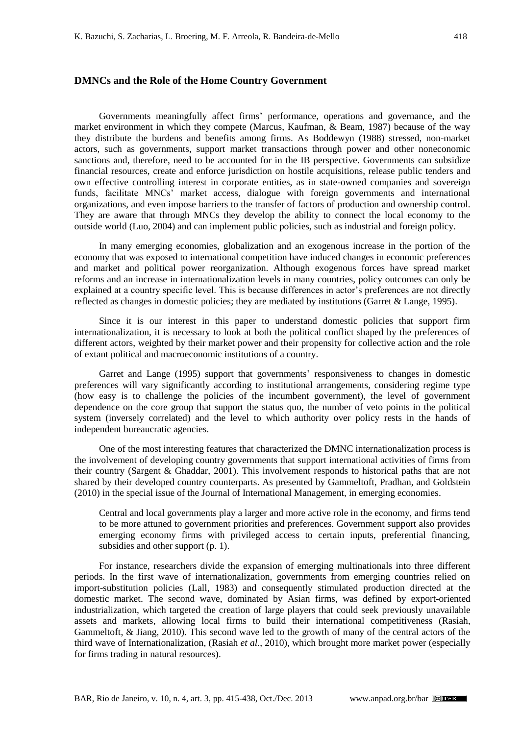## DMNCs and the Role of the Home Country Government

Governments meaningfully affect firms' performance, operations and governance, and the market environment in which they compete (Marcus, Kaufman, & Beam, 1987) because of the way they distribute the burdens and benefits among firms. As Boddewyn (1988) stressed, non-market actors, such as governments, support market transactions through power and other noneconomic sanctions and, therefore, need to be accounted for in the IB perspective. Governments can subsidize financial resources, create and enforce jurisdiction on hostile acquisitions, release public tenders and own effective controlling interest in corporate entities, as in state-owned companies and sovereign funds, facilitate MNCs' market access, dialogue with foreign governments and international organizations, and even impose barriers to the transfer of factors of production and ownership control. They are aware that through MNCs they develop the ability to connect the local economy to the outside world (Luo, 2004) and can implement public policies, such as industrial and foreign policy.

In many emerging economies, globalization and an exogenous increase in the portion of the economy that was exposed to international competition have induced changes in economic preferences and market and political power reorganization. Although exogenous forces have spread market reforms and an increase in internationalization levels in many countries, policy outcomes can only be explained at a country specific level. This is because differences in actor's preferences are not directly reflected as changes in domestic policies; they are mediated by institutions (Garret & Lange, 1995).

Since it is our interest in this paper to understand domestic policies that support firm internationalization, it is necessary to look at both the political conflict shaped by the preferences of different actors, weighted by their market power and their propensity for collective action and the role of extant political and macroeconomic institutions of a country.

Garret and Lange (1995) support that governments' responsiveness to changes in domestic preferences will vary significantly according to institutional arrangements, considering regime type (how easy is to challenge the policies of the incumbent government), the level of government dependence on the core group that support the status quo, the number of veto points in the political system (inversely correlated) and the level to which authority over policy rests in the hands of independent bureaucratic agencies.

One of the most interesting features that characterized the DMNC internationalization process is the involvement of developing country governments that support international activities of firms from their country (Sargent & Ghaddar, 2001). This involvement responds to historical paths that are not shared by their developed country counterparts. As presented by Gammeltoft, Pradhan, and Goldstein (2010) in the special issue of the Journal of International Management, in emerging economies.

> Central and local governments play a larger and more active role in the economy, and firms tend to be more attuned to government priorities and preferences. Government support also provides emerging economy firms with privileged access to certain inputs, preferential financing, subsidies and other support (p. 1).

For instance, researchers divide the expansion of emerging multinationals into three different periods. In the first wave of internationalization, governments from emerging countries relied on import-substitution policies (Lall, 1983) and consequently stimulated production directed at the domestic market. The second wave, dominated by Asian firms, was defined by export-oriented industrialization, which targeted the creation of large players that could seek previously unavailable assets and markets, allowing local firms to build their international competitiveness (Rasiah, Gammeltoft, & Jiang, 2010). This second wave led to the growth of many of the central actors of the third wave of Internationalization, (Rasiah *et al.*, 2010), which brought more market power (especially for firms trading in natural resources).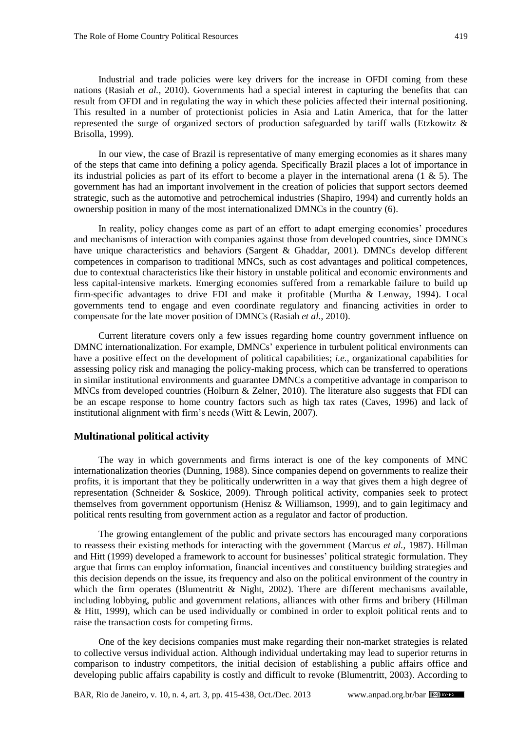Industrial and trade policies were key drivers for the increase in OFDI coming from these nations (Rasiah *et al.*, 2010). Governments had a special interest in capturing the benefits that can result from OFDI and in regulating the way in which these policies affected their internal positioning. This resulted in a number of protectionist policies in Asia and Latin America, that for the latter represented the surge of organized sectors of production safeguarded by tariff walls (Etzkowitz & Brisolla, 1999).

In our view, the case of Brazil is representative of many emerging economies as it shares many of the steps that came into defining a policy agenda. Specifically Brazil places a lot of importance in its industrial policies as part of its effort to become a player in the international arena (1 & 5). The government has had an important involvement in the creation of policies that support sectors deemed strategic, such as the automotive and petrochemical industries (Shapiro, 1994) and currently holds an ownership position in many of the most internationalized DMNCs in the country (6).

In reality, policy changes come as part of an effort to adapt emerging economies' procedures and mechanisms of interaction with companies against those from developed countries, since DMNCs have unique characteristics and behaviors (Sargent & Ghaddar, 2001). DMNCs develop different competences in comparison to traditional MNCs, such as cost advantages and political competences, due to contextual characteristics like their history in unstable political and economic environments and less capital-intensive markets. Emerging economies suffered from a remarkable failure to build up firm-specific advantages to drive FDI and make it profitable (Murtha & Lenway, 1994). Local governments tend to engage and even coordinate regulatory and financing activities in order to compensate for the late mover position of DMNCs (Rasiah *et al.*, 2010).

Current literature covers only a few issues regarding home country government influence on DMNC internationalization. For example, DMNCs' experience in turbulent political environments can have a positive effect on the development of political capabilities; *i.e.*, organizational capabilities for assessing policy risk and managing the policy-making process, which can be transferred to operations in similar institutional environments and guarantee DMNCs a competitive advantage in comparison to MNCs from developed countries (Holburn & Zelner, 2010). The literature also suggests that FDI can be an escape response to home country factors such as high tax rates (Caves, 1996) and lack of institutional alignment with firm's needs (Witt & Lewin, 2007).

## Multinational political activity

The way in which governments and firms interact is one of the key components of MNC internationalization theories (Dunning, 1988). Since companies depend on governments to realize their profits, it is important that they be politically underwritten in a way that gives them a high degree of representation (Schneider & Soskice, 2009). Through political activity, companies seek to protect themselves from government opportunism (Henisz & Williamson, 1999), and to gain legitimacy and political rents resulting from government action as a regulator and factor of production.

The growing entanglement of the public and private sectors has encouraged many corporations to reassess their existing methods for interacting with the government (Marcus *et al.*, 1987). Hillman and Hitt (1999) developed a framework to account for businesses' political strategic formulation. They argue that firms can employ information, financial incentives and constituency building strategies and this decision depends on the issue, its frequency and also on the political environment of the country in which the firm operates (Blumentritt & Night, 2002). There are different mechanisms available, including lobbying, public and government relations, alliances with other firms and bribery (Hillman & Hitt, 1999), which can be used individually or combined in order to exploit political rents and to raise the transaction costs for competing firms.

One of the key decisions companies must make regarding their non-market strategies is related to collective versus individual action. Although individual undertaking may lead to superior returns in comparison to industry competitors, the initial decision of establishing a public affairs office and developing public affairs capability is costly and difficult to revoke (Blumentritt, 2003). According to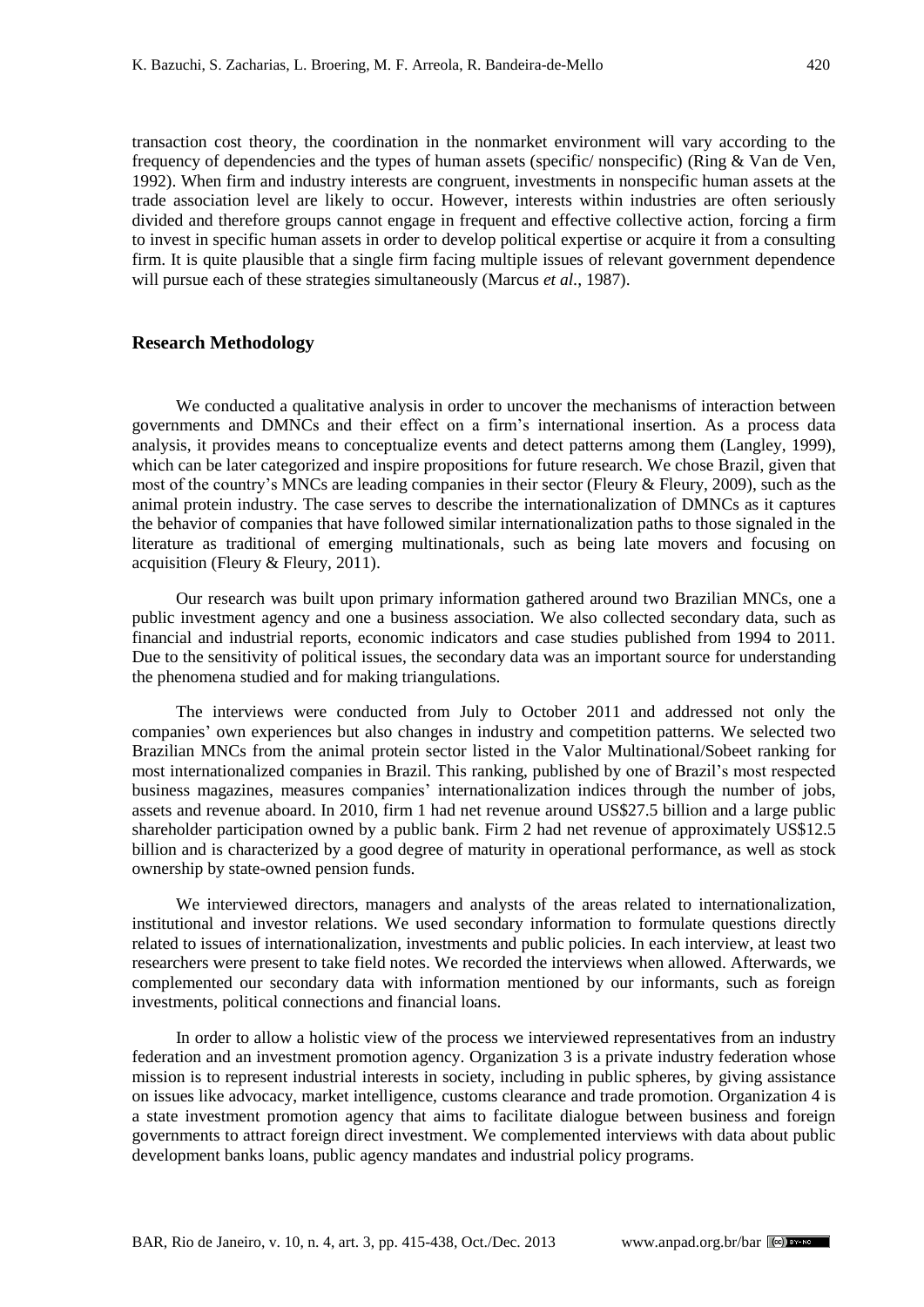transaction cost theory, the coordination in the nonmarket environment will vary according to the frequency of dependencies and the types of human assets (specific/ nonspecific) (Ring & Van de Ven, 1992). When firm and industry interests are congruent, investments in nonspecific human assets at the trade association level are likely to occur. However, interests within industries are often seriously divided and therefore groups cannot engage in frequent and effective collective action, forcing a firm to invest in specific human assets in order to develop political expertise or acquire it from a consulting firm. It is quite plausible that a single firm facing multiple issues of relevant government dependence will pursue each of these strategies simultaneously (Marcus *et al*., 1987).

## Research Methodology

We conducted a qualitative analysis in order to uncover the mechanisms of interaction between governments and DMNCs and their effect on a firm's international insertion. As a process data analysis, it provides means to conceptualize events and detect patterns among them (Langley, 1999), which can be later categorized and inspire propositions for future research. We chose Brazil, given that most of the country's MNCs are leading companies in their sector (Fleury & Fleury, 2009), such as the animal protein industry. The case serves to describe the internationalization of DMNCs as it captures the behavior of companies that have followed similar internationalization paths to those signaled in the literature as traditional of emerging multinationals, such as being late movers and focusing on acquisition (Fleury & Fleury, 2011).

Our research was built upon primary information gathered around two Brazilian MNCs, one a public investment agency and one a business association. We also collected secondary data, such as financial and industrial reports, economic indicators and case studies published from 1994 to 2011. Due to the sensitivity of political issues, the secondary data was an important source for understanding the phenomena studied and for making triangulations.

The interviews were conducted from July to October 2011 and addressed not only the companies' own experiences but also changes in industry and competition patterns. We selected two Brazilian MNCs from the animal protein sector listed in the Valor Multinational/Sobeet ranking for most internationalized companies in Brazil. This ranking, published by one of Brazil's most respected business magazines, measures companies' internationalization indices through the number of jobs, assets and revenue aboard. In 2010, firm 1 had net revenue around US$27.5 billion and a large public shareholder participation owned by a public bank. Firm 2 had net revenue of approximately US$12.5 billion and is characterized by a good degree of maturity in operational performance, as well as stock ownership by state-owned pension funds.

We interviewed directors, managers and analysts of the areas related to internationalization, institutional and investor relations. We used secondary information to formulate questions directly related to issues of internationalization, investments and public policies. In each interview, at least two researchers were present to take field notes. We recorded the interviews when allowed. Afterwards, we complemented our secondary data with information mentioned by our informants, such as foreign investments, political connections and financial loans.

In order to allow a holistic view of the process we interviewed representatives from an industry federation and an investment promotion agency. Organization 3 is a private industry federation whose mission is to represent industrial interests in society, including in public spheres, by giving assistance on issues like advocacy, market intelligence, customs clearance and trade promotion. Organization 4 is a state investment promotion agency that aims to facilitate dialogue between business and foreign governments to attract foreign direct investment. We complemented interviews with data about public development banks loans, public agency mandates and industrial policy programs.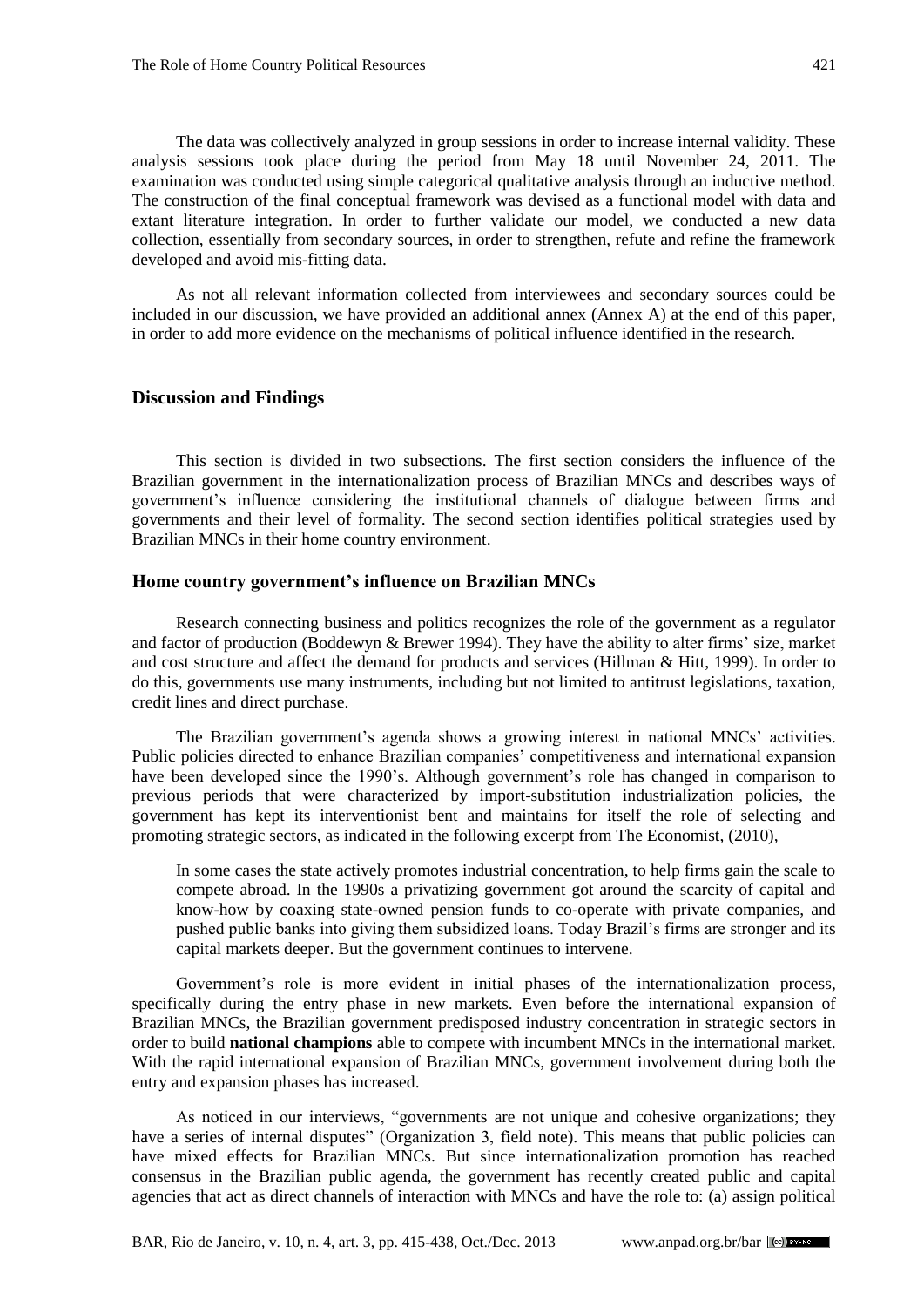The data was collectively analyzed in group sessions in order to increase internal validity. These analysis sessions took place during the period from May 18 until November 24, 2011. The examination was conducted using simple categorical qualitative analysis through an inductive method. The construction of the final conceptual framework was devised as a functional model with data and extant literature integration. In order to further validate our model, we conducted a new data collection, essentially from secondary sources, in order to strengthen, refute and refine the framework developed and avoid mis-fitting data.

As not all relevant information collected from interviewees and secondary sources could be included in our discussion, we have provided an additional annex (Annex A) at the end of this paper, in order to add more evidence on the mechanisms of political influence identified in the research.

## Discussion and Findings

This section is divided in two subsections. The first section considers the influence of the Brazilian government in the internationalization process of Brazilian MNCs and describes ways of government's influence considering the institutional channels of dialogue between firms and governments and their level of formality. The second section identifies political strategies used by Brazilian MNCs in their home country environment.

### Home country government's influence on Brazilian MNCs

Research connecting business and politics recognizes the role of the government as a regulator and factor of production (Boddewyn & Brewer 1994). They have the ability to alter firms' size, market and cost structure and affect the demand for products and services (Hillman & Hitt, 1999). In order to do this, governments use many instruments, including but not limited to antitrust legislations, taxation, credit lines and direct purchase.

The Brazilian government's agenda shows a growing interest in national MNCs' activities. Public policies directed to enhance Brazilian companies' competitiveness and international expansion have been developed since the 1990's. Although government's role has changed in comparison to previous periods that were characterized by import-substitution industrialization policies, the government has kept its interventionist bent and maintains for itself the role of selecting and promoting strategic sectors, as indicated in the following excerpt from The Economist, (2010),

> In some cases the state actively promotes industrial concentration, to help firms gain the scale to compete abroad. In the 1990s a privatizing government got around the scarcity of capital and know-how by coaxing state-owned pension funds to co-operate with private companies, and pushed public banks into giving them subsidized loans. Today Brazil's firms are stronger and its capital markets deeper. But the government continues to intervene.

Government's role is more evident in initial phases of the internationalization process, specifically during the entry phase in new markets. Even before the international expansion of Brazilian MNCs, the Brazilian government predisposed industry concentration in strategic sectors in order to build **national champions** able to compete with incumbent MNCs in the international market. With the rapid international expansion of Brazilian MNCs, government involvement during both the entry and expansion phases has increased.

As noticed in our interviews, "governments are not unique and cohesive organizations; they have a series of internal disputes" (Organization 3, field note). This means that public policies can have mixed effects for Brazilian MNCs. But since internationalization promotion has reached consensus in the Brazilian public agenda, the government has recently created public and capital agencies that act as direct channels of interaction with MNCs and have the role to: (a) assign political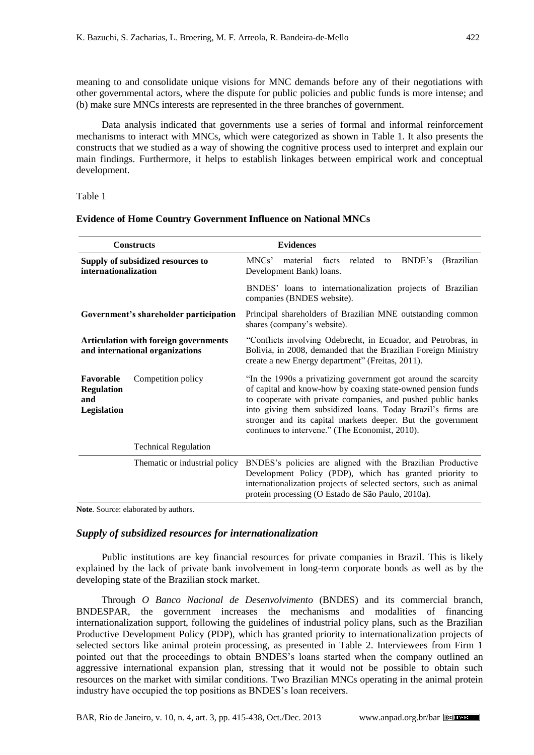meaning to and consolidate unique visions for MNC demands before any of their negotiations with other governmental actors, where the dispute for public policies and public funds is more intense; and (b) make sure MNCs interests are represented in the three branches of government.

Data analysis indicated that governments use a series of formal and informal reinforcement mechanisms to interact with MNCs, which were categorized as shown in Table 1. It also presents the constructs that we studied as a way of showing the cognitive process used to interpret and explain our main findings. Furthermore, it helps to establish linkages between empirical work and conceptual development.

Table 1

**Evidence of Home Country Government Influence on National MNCs**

| Constructs | | Evidences |
|---|---|---|
| **Supply of subsidized resources to internationalization** | | MNCs' material facts related to BNDE's (Brazilian Development Bank) loans. |
| | | BNDES' loans to internationalization projects of Brazilian companies (BNDES website). |
| **Government's shareholder participation** | | Principal shareholders of Brazilian MNE outstanding common shares (company's website). |
| **Articulation with foreign governments and international organizations** | | "Conflicts involving Odebrecht, in Ecuador, and Petrobras, in Bolivia, in 2008, demanded that the Brazilian Foreign Ministry create a new Energy department" (Freitas, 2011). |
| **Favorable Regulation and Legislation** | Competition policy | "In the 1990s a privatizing government got around the scarcity of capital and know-how by coaxing state-owned pension funds to cooperate with private companies, and pushed public banks into giving them subsidized loans. Today Brazil's firms are stronger and its capital markets deeper. But the government continues to intervene." (The Economist, 2010). |
| | Technical Regulation | |
| | Thematic or industrial policy | BNDES's policies are aligned with the Brazilian Productive Development Policy (PDP), which has granted priority to internationalization projects of selected sectors, such as animal protein processing (O Estado de São Paulo, 2010a). |

**Note**. Source: elaborated by authors.

### *Supply of subsidized resources for internationalization*

Public institutions are key financial resources for private companies in Brazil. This is likely explained by the lack of private bank involvement in long-term corporate bonds as well as by the developing state of the Brazilian stock market.

Through *O Banco Nacional de Desenvolvimento* (BNDES) and its commercial branch, BNDESPAR, the government increases the mechanisms and modalities of financing internationalization support, following the guidelines of industrial policy plans, such as the Brazilian Productive Development Policy (PDP), which has granted priority to internationalization projects of selected sectors like animal protein processing, as presented in Table 2. Interviewees from Firm 1 pointed out that the proceedings to obtain BNDES's loans started when the company outlined an aggressive international expansion plan, stressing that it would not be possible to obtain such resources on the market with similar conditions. Two Brazilian MNCs operating in the animal protein industry have occupied the top positions as BNDES's loan receivers.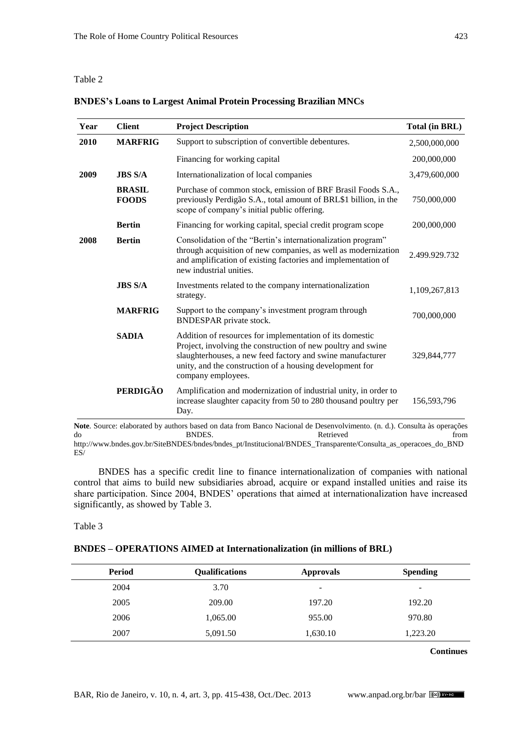Table 2

**BNDES's Loans to Largest Animal Protein Processing Brazilian MNCs**

| Year | Client | Project Description | Total (in BRL) |
|---|---|---|---|
| **2010** | **MARFRIG** | Support to subscription of convertible debentures. | 2,500,000,000 |
| | | Financing for working capital | 200,000,000 |
| **2009** | **JBS S/A** | Internationalization of local companies | 3,479,600,000 |
| | **BRASIL FOODS** | Purchase of common stock, emission of BRF Brasil Foods S.A., previously Perdigão S.A., total amount of BRL$1 billion, in the scope of company's initial public offering. | 750,000,000 |
| | **Bertin** | Financing for working capital, special credit program scope | 200,000,000 |
| **2008** | **Bertin** | Consolidation of the "Bertin's internationalization program" through acquisition of new companies, as well as modernization and amplification of existing factories and implementation of new industrial unities. | 2.499.929.732 |
| | **JBS S/A** | Investments related to the company internationalization strategy. | 1,109,267,813 |
| | **MARFRIG** | Support to the company's investment program through BNDESPAR private stock. | 700,000,000 |
| | **SADIA** | Addition of resources for implementation of its domestic Project, involving the construction of new poultry and swine slaughterhouses, a new feed factory and swine manufacturer unity, and the construction of a housing development for company employees. | 329,844,777 |
| | **PERDIGÃO** | Amplification and modernization of industrial unity, in order to increase slaughter capacity from 50 to 280 thousand poultry per Day. | 156,593,796 |

**Note**. Source: elaborated by authors based on data from Banco Nacional de Desenvolvimento. (n. d.). Consulta às operações do BNDES. Retrieved from http://www.bndes.gov.br/SiteBNDES/bndes/bndes_pt/Institucional/BNDES_Transparente/Consulta_as_operacoes_do_BNDES/

BNDES has a specific credit line to finance internationalization of companies with national control that aims to build new subsidiaries abroad, acquire or expand installed unities and raise its share participation. Since 2004, BNDES' operations that aimed at internationalization have increased significantly, as showed by Table 3.

Table 3

**BNDES – OPERATIONS AIMED at Internationalization (in millions of BRL)**

| Period | Qualifications | Approvals | Spending |
|---|---|---|---|
| 2004 | 3.70 | - | - |
| 2005 | 209.00 | 197.20 | 192.20 |
| 2006 | 1,065.00 | 955.00 | 970.80 |
| 2007 | 5,091.50 | 1,630.10 | 1,223.20 |

**Continues**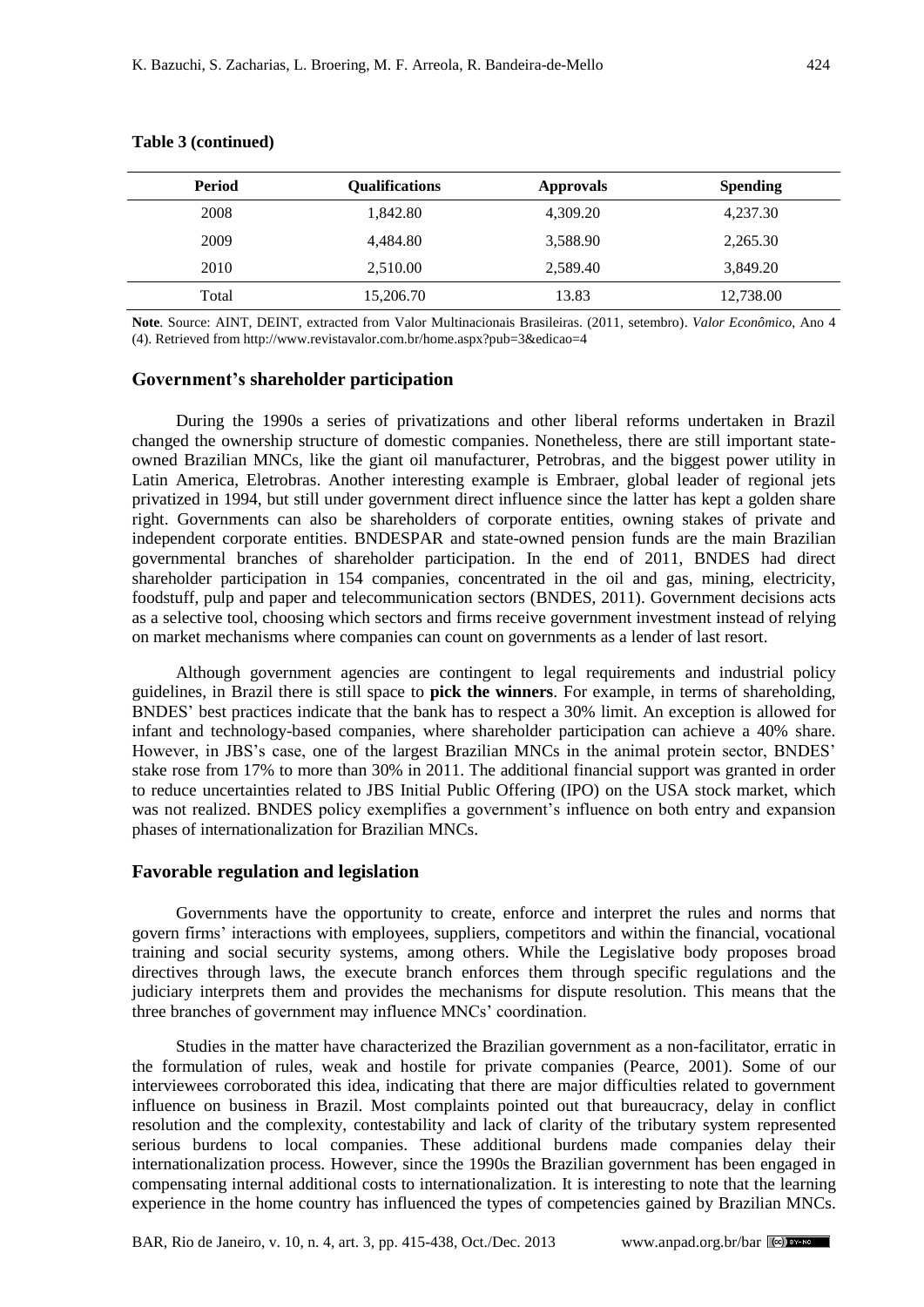**Table 3 (continued)**

| Period | Qualifications | Approvals | Spending |
|---|---|---|---|
| 2008 | 1,842.80 | 4,309.20 | 4,237.30 |
| 2009 | 4,484.80 | 3,588.90 | 2,265.30 |
| 2010 | 2,510.00 | 2,589.40 | 3,849.20 |
| Total | 15,206.70 | 13.83 | 12,738.00 |

**Note**. Source: AINT, DEINT, extracted from Valor Multinacionais Brasileiras. (2011, setembro). *Valor Econômico*, Ano 4 (4). Retrieved from http://www.revistavalor.com.br/home.aspx?pub=3&edicao=4

## Government's shareholder participation

During the 1990s a series of privatizations and other liberal reforms undertaken in Brazil changed the ownership structure of domestic companies. Nonetheless, there are still important state-owned Brazilian MNCs, like the giant oil manufacturer, Petrobras, and the biggest power utility in Latin America, Eletrobras. Another interesting example is Embraer, global leader of regional jets privatized in 1994, but still under government direct influence since the latter has kept a golden share right. Governments can also be shareholders of corporate entities, owning stakes of private and independent corporate entities. BNDESPAR and state-owned pension funds are the main Brazilian governmental branches of shareholder participation. In the end of 2011, BNDES had direct shareholder participation in 154 companies, concentrated in the oil and gas, mining, electricity, foodstuff, pulp and paper and telecommunication sectors (BNDES, 2011). Government decisions acts as a selective tool, choosing which sectors and firms receive government investment instead of relying on market mechanisms where companies can count on governments as a lender of last resort.

Although government agencies are contingent to legal requirements and industrial policy guidelines, in Brazil there is still space to **pick the winners**. For example, in terms of shareholding, BNDES' best practices indicate that the bank has to respect a 30% limit. An exception is allowed for infant and technology-based companies, where shareholder participation can achieve a 40% share. However, in JBS's case, one of the largest Brazilian MNCs in the animal protein sector, BNDES' stake rose from 17% to more than 30% in 2011. The additional financial support was granted in order to reduce uncertainties related to JBS Initial Public Offering (IPO) on the USA stock market, which was not realized. BNDES policy exemplifies a government's influence on both entry and expansion phases of internationalization for Brazilian MNCs.

## Favorable regulation and legislation

Governments have the opportunity to create, enforce and interpret the rules and norms that govern firms' interactions with employees, suppliers, competitors and within the financial, vocational training and social security systems, among others. While the Legislative body proposes broad directives through laws, the execute branch enforces them through specific regulations and the judiciary interprets them and provides the mechanisms for dispute resolution. This means that the three branches of government may influence MNCs' coordination.

Studies in the matter have characterized the Brazilian government as a non-facilitator, erratic in the formulation of rules, weak and hostile for private companies (Pearce, 2001). Some of our interviewees corroborated this idea, indicating that there are major difficulties related to government influence on business in Brazil. Most complaints pointed out that bureaucracy, delay in conflict resolution and the complexity, contestability and lack of clarity of the tributary system represented serious burdens to local companies. These additional burdens made companies delay their internationalization process. However, since the 1990s the Brazilian government has been engaged in compensating internal additional costs to internationalization. It is interesting to note that the learning experience in the home country has influenced the types of competencies gained by Brazilian MNCs.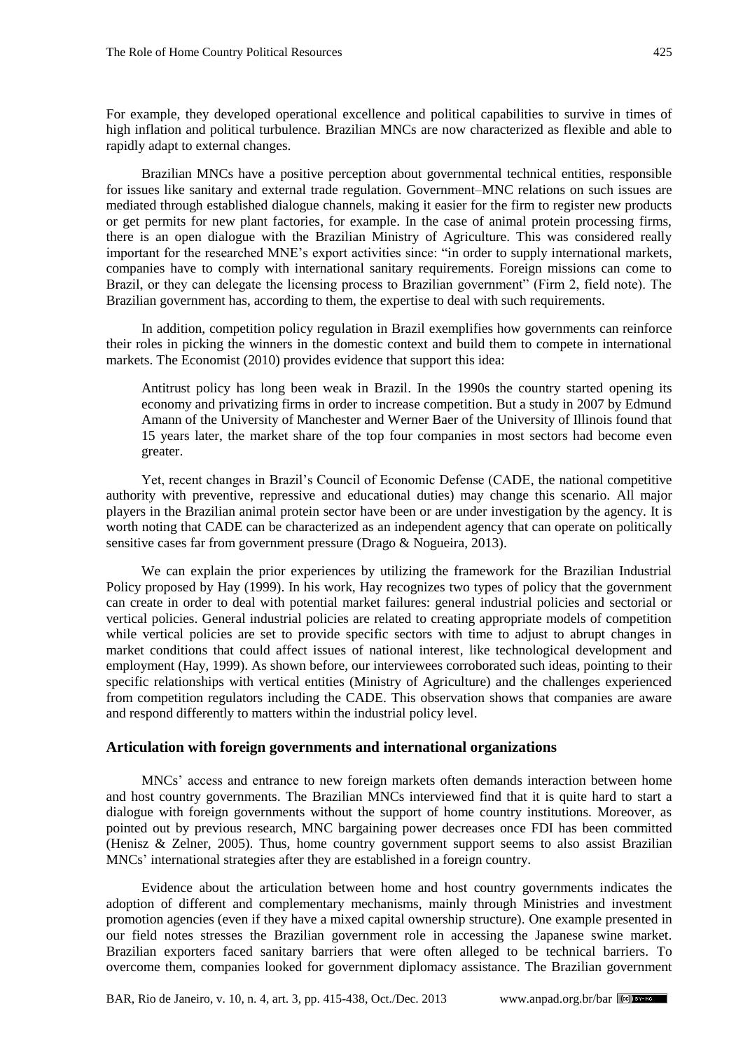For example, they developed operational excellence and political capabilities to survive in times of high inflation and political turbulence. Brazilian MNCs are now characterized as flexible and able to rapidly adapt to external changes.

Brazilian MNCs have a positive perception about governmental technical entities, responsible for issues like sanitary and external trade regulation. Government–MNC relations on such issues are mediated through established dialogue channels, making it easier for the firm to register new products or get permits for new plant factories, for example. In the case of animal protein processing firms, there is an open dialogue with the Brazilian Ministry of Agriculture. This was considered really important for the researched MNE's export activities since: "in order to supply international markets, companies have to comply with international sanitary requirements. Foreign missions can come to Brazil, or they can delegate the licensing process to Brazilian government" (Firm 2, field note). The Brazilian government has, according to them, the expertise to deal with such requirements.

In addition, competition policy regulation in Brazil exemplifies how governments can reinforce their roles in picking the winners in the domestic context and build them to compete in international markets. The Economist (2010) provides evidence that support this idea:

> Antitrust policy has long been weak in Brazil. In the 1990s the country started opening its economy and privatizing firms in order to increase competition. But a study in 2007 by Edmund Amann of the University of Manchester and Werner Baer of the University of Illinois found that 15 years later, the market share of the top four companies in most sectors had become even greater.

Yet, recent changes in Brazil's Council of Economic Defense (CADE, the national competitive authority with preventive, repressive and educational duties) may change this scenario. All major players in the Brazilian animal protein sector have been or are under investigation by the agency. It is worth noting that CADE can be characterized as an independent agency that can operate on politically sensitive cases far from government pressure (Drago & Nogueira, 2013).

We can explain the prior experiences by utilizing the framework for the Brazilian Industrial Policy proposed by Hay (1999). In his work, Hay recognizes two types of policy that the government can create in order to deal with potential market failures: general industrial policies and sectorial or vertical policies. General industrial policies are related to creating appropriate models of competition while vertical policies are set to provide specific sectors with time to adjust to abrupt changes in market conditions that could affect issues of national interest, like technological development and employment (Hay, 1999). As shown before, our interviewees corroborated such ideas, pointing to their specific relationships with vertical entities (Ministry of Agriculture) and the challenges experienced from competition regulators including the CADE. This observation shows that companies are aware and respond differently to matters within the industrial policy level.

## Articulation with foreign governments and international organizations

MNCs' access and entrance to new foreign markets often demands interaction between home and host country governments. The Brazilian MNCs interviewed find that it is quite hard to start a dialogue with foreign governments without the support of home country institutions. Moreover, as pointed out by previous research, MNC bargaining power decreases once FDI has been committed (Henisz & Zelner, 2005). Thus, home country government support seems to also assist Brazilian MNCs' international strategies after they are established in a foreign country.

Evidence about the articulation between home and host country governments indicates the adoption of different and complementary mechanisms, mainly through Ministries and investment promotion agencies (even if they have a mixed capital ownership structure). One example presented in our field notes stresses the Brazilian government role in accessing the Japanese swine market. Brazilian exporters faced sanitary barriers that were often alleged to be technical barriers. To overcome them, companies looked for government diplomacy assistance. The Brazilian government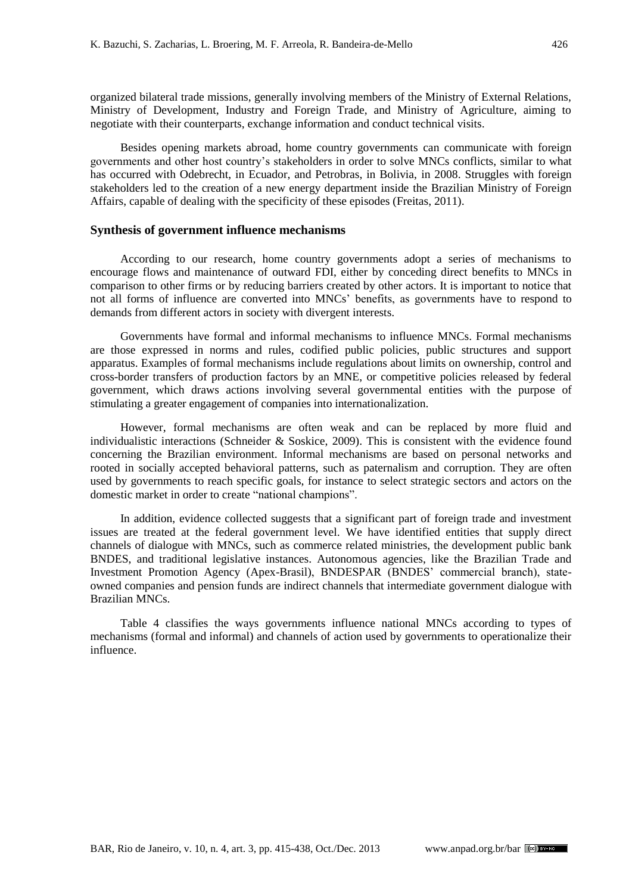organized bilateral trade missions, generally involving members of the Ministry of External Relations, Ministry of Development, Industry and Foreign Trade, and Ministry of Agriculture, aiming to negotiate with their counterparts, exchange information and conduct technical visits.

Besides opening markets abroad, home country governments can communicate with foreign governments and other host country's stakeholders in order to solve MNCs conflicts, similar to what has occurred with Odebrecht, in Ecuador, and Petrobras, in Bolivia, in 2008. Struggles with foreign stakeholders led to the creation of a new energy department inside the Brazilian Ministry of Foreign Affairs, capable of dealing with the specificity of these episodes (Freitas, 2011).

### Synthesis of government influence mechanisms

According to our research, home country governments adopt a series of mechanisms to encourage flows and maintenance of outward FDI, either by conceding direct benefits to MNCs in comparison to other firms or by reducing barriers created by other actors. It is important to notice that not all forms of influence are converted into MNCs' benefits, as governments have to respond to demands from different actors in society with divergent interests.

Governments have formal and informal mechanisms to influence MNCs. Formal mechanisms are those expressed in norms and rules, codified public policies, public structures and support apparatus. Examples of formal mechanisms include regulations about limits on ownership, control and cross-border transfers of production factors by an MNE, or competitive policies released by federal government, which draws actions involving several governmental entities with the purpose of stimulating a greater engagement of companies into internationalization.

However, formal mechanisms are often weak and can be replaced by more fluid and individualistic interactions (Schneider & Soskice, 2009). This is consistent with the evidence found concerning the Brazilian environment. Informal mechanisms are based on personal networks and rooted in socially accepted behavioral patterns, such as paternalism and corruption. They are often used by governments to reach specific goals, for instance to select strategic sectors and actors on the domestic market in order to create "national champions".

In addition, evidence collected suggests that a significant part of foreign trade and investment issues are treated at the federal government level. We have identified entities that supply direct channels of dialogue with MNCs, such as commerce related ministries, the development public bank BNDES, and traditional legislative instances. Autonomous agencies, like the Brazilian Trade and Investment Promotion Agency (Apex-Brasil), BNDESPAR (BNDES' commercial branch), state-owned companies and pension funds are indirect channels that intermediate government dialogue with Brazilian MNCs.

Table 4 classifies the ways governments influence national MNCs according to types of mechanisms (formal and informal) and channels of action used by governments to operationalize their influence.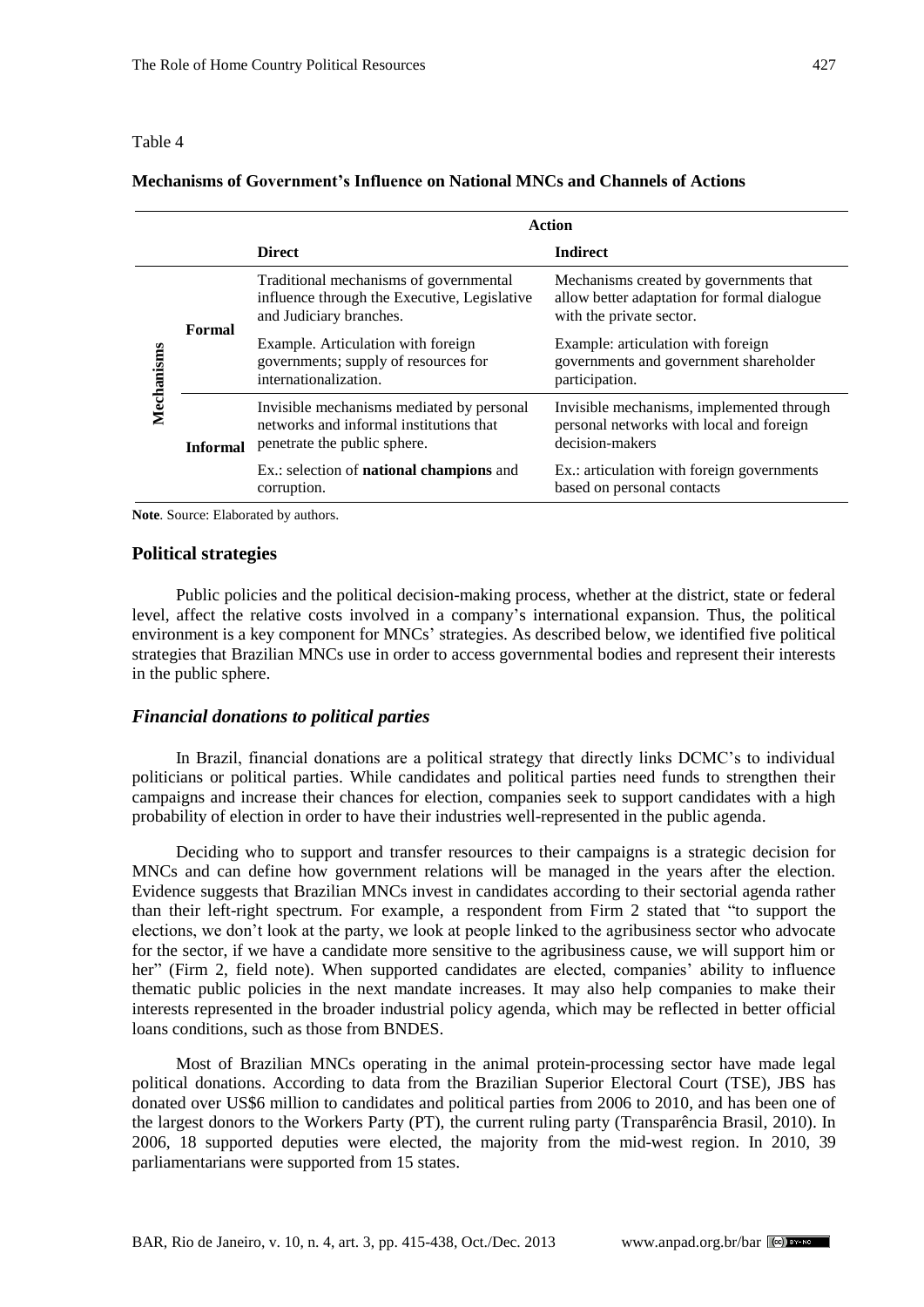Table 4

**Mechanisms of Government's Influence on National MNCs and Channels of Actions**

| | | Action | |
|---|---|---|---|
| | | **Direct** | **Indirect** |
| **Mechanisms** | **Formal** | Traditional mechanisms of governmental influence through the Executive, Legislative and Judiciary branches. | Mechanisms created by governments that allow better adaptation for formal dialogue with the private sector. |
| | | Example. Articulation with foreign governments; supply of resources for internationalization. | Example: articulation with foreign governments and government shareholder participation. |
| | **Informal** | Invisible mechanisms mediated by personal networks and informal institutions that penetrate the public sphere. | Invisible mechanisms, implemented through personal networks with local and foreign decision-makers |
| | | Ex.: selection of **national champions** and corruption. | Ex.: articulation with foreign governments based on personal contacts |

**Note**. Source: Elaborated by authors.

## Political strategies

Public policies and the political decision-making process, whether at the district, state or federal level, affect the relative costs involved in a company's international expansion. Thus, the political environment is a key component for MNCs' strategies. As described below, we identified five political strategies that Brazilian MNCs use in order to access governmental bodies and represent their interests in the public sphere.

### *Financial donations to political parties*

In Brazil, financial donations are a political strategy that directly links DCMC's to individual politicians or political parties. While candidates and political parties need funds to strengthen their campaigns and increase their chances for election, companies seek to support candidates with a high probability of election in order to have their industries well-represented in the public agenda.

Deciding who to support and transfer resources to their campaigns is a strategic decision for MNCs and can define how government relations will be managed in the years after the election. Evidence suggests that Brazilian MNCs invest in candidates according to their sectorial agenda rather than their left-right spectrum. For example, a respondent from Firm 2 stated that "to support the elections, we don't look at the party, we look at people linked to the agribusiness sector who advocate for the sector, if we have a candidate more sensitive to the agribusiness cause, we will support him or her" (Firm 2, field note). When supported candidates are elected, companies' ability to influence thematic public policies in the next mandate increases. It may also help companies to make their interests represented in the broader industrial policy agenda, which may be reflected in better official loans conditions, such as those from BNDES.

Most of Brazilian MNCs operating in the animal protein-processing sector have made legal political donations. According to data from the Brazilian Superior Electoral Court (TSE), JBS has donated over US$6 million to candidates and political parties from 2006 to 2010, and has been one of the largest donors to the Workers Party (PT), the current ruling party (Transparência Brasil, 2010). In 2006, 18 supported deputies were elected, the majority from the mid-west region. In 2010, 39 parliamentarians were supported from 15 states.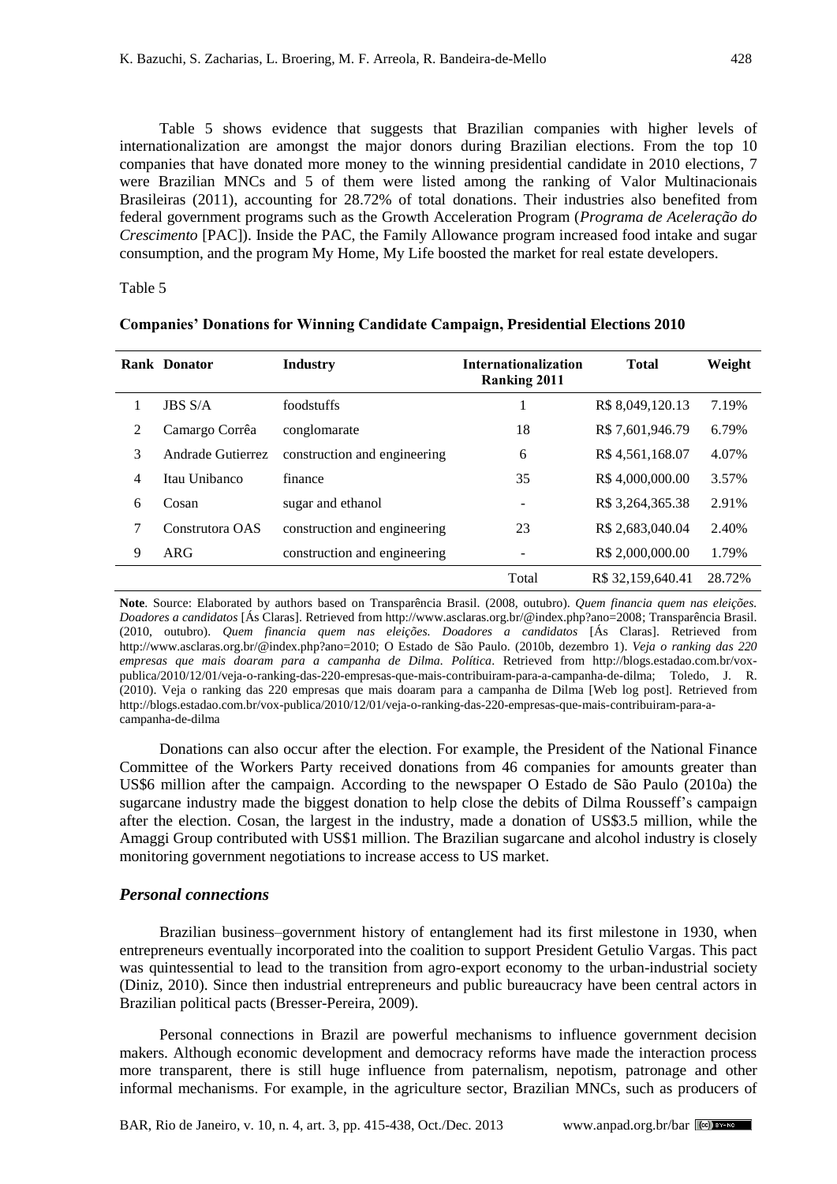Table 5 shows evidence that suggests that Brazilian companies with higher levels of internationalization are amongst the major donors during Brazilian elections. From the top 10 companies that have donated more money to the winning presidential candidate in 2010 elections, 7 were Brazilian MNCs and 5 of them were listed among the ranking of Valor Multinacionais Brasileiras (2011), accounting for 28.72% of total donations. Their industries also benefited from federal government programs such as the Growth Acceleration Program (*Programa de Aceleração do Crescimento* [PAC]). Inside the PAC, the Family Allowance program increased food intake and sugar consumption, and the program My Home, My Life boosted the market for real estate developers.

Table 5

**Companies' Donations for Winning Candidate Campaign, Presidential Elections 2010**

| Rank | Donator | Industry | Internationalization Ranking 2011 | Total | Weight |
|---|---|---|---|---|---|
| 1 | JBS S/A | foodstuffs | 1 | R$ 8,049,120.13 | 7.19% |
| 2 | Camargo Corrêa | conglomarate | 18 | R$ 7,601,946.79 | 6.79% |
| 3 | Andrade Gutierrez | construction and engineering | 6 | R$ 4,561,168.07 | 4.07% |
| 4 | Itau Unibanco | finance | 35 | R$ 4,000,000.00 | 3.57% |
| 6 | Cosan | sugar and ethanol | - | R$ 3,264,365.38 | 2.91% |
| 7 | Construtora OAS | construction and engineering | 23 | R$ 2,683,040.04 | 2.40% |
| 9 | ARG | construction and engineering | - | R$ 2,000,000.00 | 1.79% |
| | | | Total | R$ 32,159,640.41 | 28.72% |

**Note**. Source: Elaborated by authors based on Transparência Brasil. (2008, outubro). *Quem financia quem nas eleições. Doadores a candidatos* [Ás Claras]. Retrieved from http://www.asclaras.org.br/@index.php?ano=2008; Transparência Brasil. (2010, outubro). *Quem financia quem nas eleições. Doadores a candidatos* [Ás Claras]. Retrieved from http://www.asclaras.org.br/@index.php?ano=2010; O Estado de São Paulo. (2010b, dezembro 1). *Veja o ranking das 220 empresas que mais doaram para a campanha de Dilma. Política*. Retrieved from http://blogs.estadao.com.br/vox-publica/2010/12/01/veja-o-ranking-das-220-empresas-que-mais-contribuiram-para-a-campanha-de-dilma; Toledo, J. R. (2010). Veja o ranking das 220 empresas que mais doaram para a campanha de Dilma [Web log post]. Retrieved from http://blogs.estadao.com.br/vox-publica/2010/12/01/veja-o-ranking-das-220-empresas-que-mais-contribuiram-para-a-campanha-de-dilma

Donations can also occur after the election. For example, the President of the National Finance Committee of the Workers Party received donations from 46 companies for amounts greater than US$6 million after the campaign. According to the newspaper O Estado de São Paulo (2010a) the sugarcane industry made the biggest donation to help close the debits of Dilma Rousseff's campaign after the election. Cosan, the largest in the industry, made a donation of US$3.5 million, while the Amaggi Group contributed with US$1 million. The Brazilian sugarcane and alcohol industry is closely monitoring government negotiations to increase access to US market.

### *Personal connections*

Brazilian business–government history of entanglement had its first milestone in 1930, when entrepreneurs eventually incorporated into the coalition to support President Getulio Vargas. This pact was quintessential to lead to the transition from agro-export economy to the urban-industrial society (Diniz, 2010). Since then industrial entrepreneurs and public bureaucracy have been central actors in Brazilian political pacts (Bresser-Pereira, 2009).

Personal connections in Brazil are powerful mechanisms to influence government decision makers. Although economic development and democracy reforms have made the interaction process more transparent, there is still huge influence from paternalism, nepotism, patronage and other informal mechanisms. For example, in the agriculture sector, Brazilian MNCs, such as producers of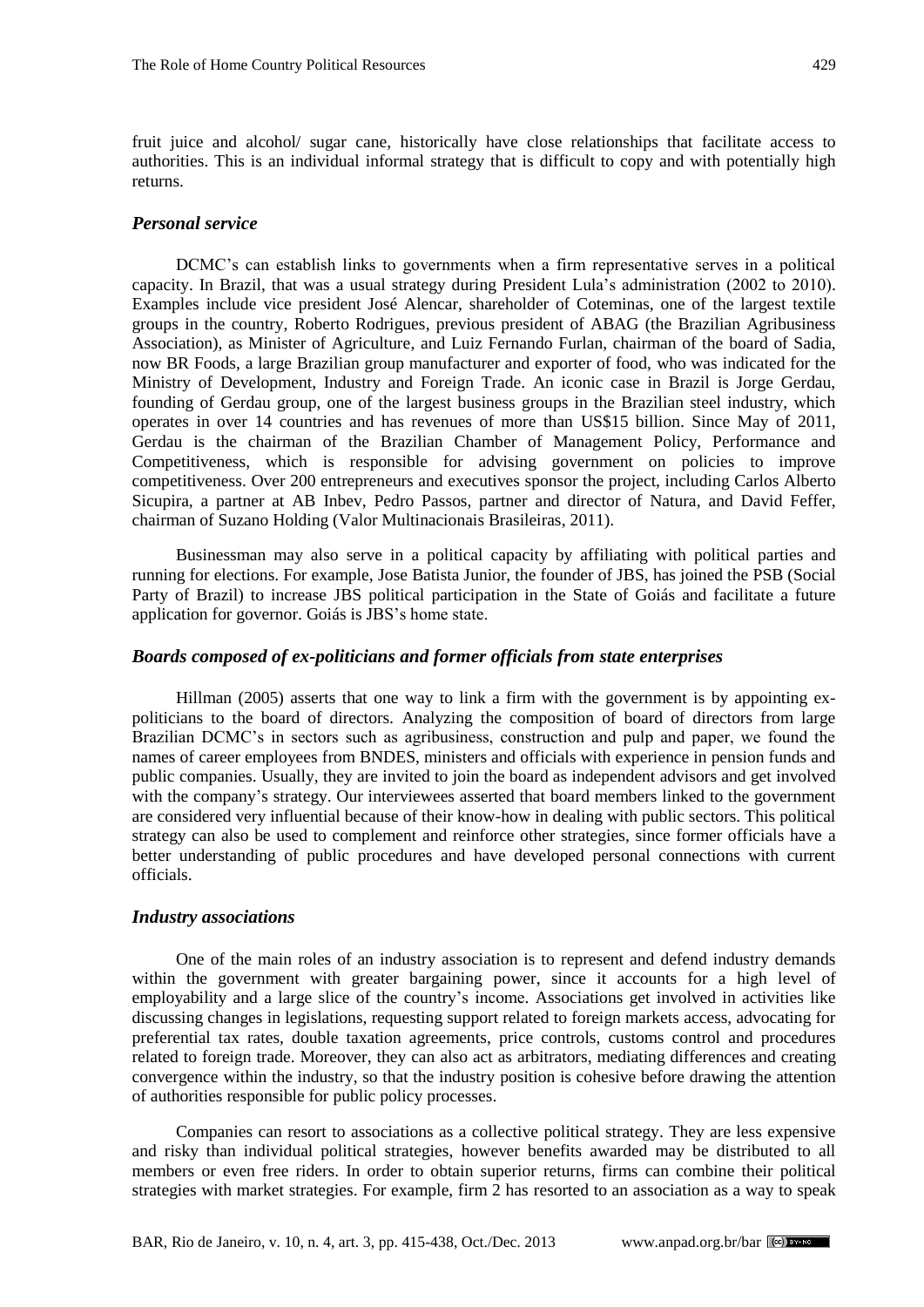fruit juice and alcohol/ sugar cane, historically have close relationships that facilitate access to authorities. This is an individual informal strategy that is difficult to copy and with potentially high returns.

### *Personal service*

DCMC's can establish links to governments when a firm representative serves in a political capacity. In Brazil, that was a usual strategy during President Lula's administration (2002 to 2010). Examples include vice president José Alencar, shareholder of Coteminas, one of the largest textile groups in the country, Roberto Rodrigues, previous president of ABAG (the Brazilian Agribusiness Association), as Minister of Agriculture, and Luiz Fernando Furlan, chairman of the board of Sadia, now BR Foods, a large Brazilian group manufacturer and exporter of food, who was indicated for the Ministry of Development, Industry and Foreign Trade. An iconic case in Brazil is Jorge Gerdau, founding of Gerdau group, one of the largest business groups in the Brazilian steel industry, which operates in over 14 countries and has revenues of more than US$15 billion. Since May of 2011, Gerdau is the chairman of the Brazilian Chamber of Management Policy, Performance and Competitiveness, which is responsible for advising government on policies to improve competitiveness. Over 200 entrepreneurs and executives sponsor the project, including Carlos Alberto Sicupira, a partner at AB Inbev, Pedro Passos, partner and director of Natura, and David Feffer, chairman of Suzano Holding (Valor Multinacionais Brasileiras, 2011).

Businessman may also serve in a political capacity by affiliating with political parties and running for elections. For example, Jose Batista Junior, the founder of JBS, has joined the PSB (Social Party of Brazil) to increase JBS political participation in the State of Goiás and facilitate a future application for governor. Goiás is JBS's home state.

### *Boards composed of ex-politicians and former officials from state enterprises*

Hillman (2005) asserts that one way to link a firm with the government is by appointing ex-politicians to the board of directors. Analyzing the composition of board of directors from large Brazilian DCMC's in sectors such as agribusiness, construction and pulp and paper, we found the names of career employees from BNDES, ministers and officials with experience in pension funds and public companies. Usually, they are invited to join the board as independent advisors and get involved with the company's strategy. Our interviewees asserted that board members linked to the government are considered very influential because of their know-how in dealing with public sectors. This political strategy can also be used to complement and reinforce other strategies, since former officials have a better understanding of public procedures and have developed personal connections with current officials.

### *Industry associations*

One of the main roles of an industry association is to represent and defend industry demands within the government with greater bargaining power, since it accounts for a high level of employability and a large slice of the country's income. Associations get involved in activities like discussing changes in legislations, requesting support related to foreign markets access, advocating for preferential tax rates, double taxation agreements, price controls, customs control and procedures related to foreign trade. Moreover, they can also act as arbitrators, mediating differences and creating convergence within the industry, so that the industry position is cohesive before drawing the attention of authorities responsible for public policy processes.

Companies can resort to associations as a collective political strategy. They are less expensive and risky than individual political strategies, however benefits awarded may be distributed to all members or even free riders. In order to obtain superior returns, firms can combine their political strategies with market strategies. For example, firm 2 has resorted to an association as a way to speak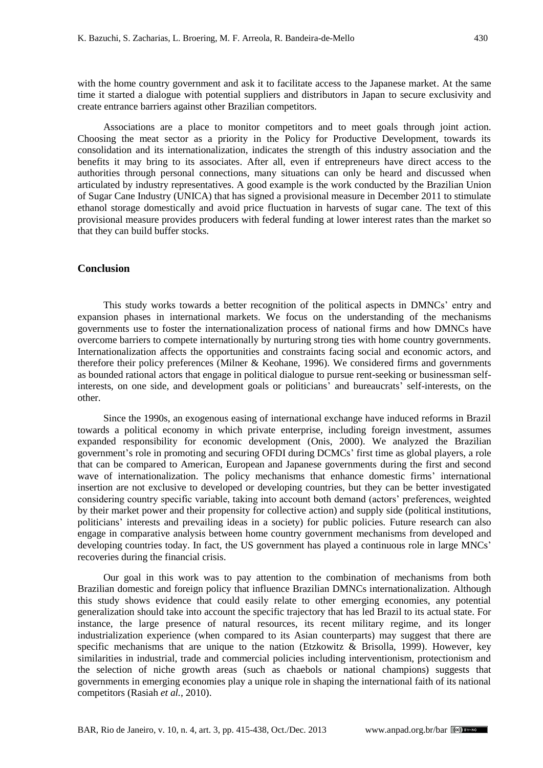with the home country government and ask it to facilitate access to the Japanese market. At the same time it started a dialogue with potential suppliers and distributors in Japan to secure exclusivity and create entrance barriers against other Brazilian competitors.

Associations are a place to monitor competitors and to meet goals through joint action. Choosing the meat sector as a priority in the Policy for Productive Development, towards its consolidation and its internationalization, indicates the strength of this industry association and the benefits it may bring to its associates. After all, even if entrepreneurs have direct access to the authorities through personal connections, many situations can only be heard and discussed when articulated by industry representatives. A good example is the work conducted by the Brazilian Union of Sugar Cane Industry (UNICA) that has signed a provisional measure in December 2011 to stimulate ethanol storage domestically and avoid price fluctuation in harvests of sugar cane. The text of this provisional measure provides producers with federal funding at lower interest rates than the market so that they can build buffer stocks.

## Conclusion

This study works towards a better recognition of the political aspects in DMNCs' entry and expansion phases in international markets. We focus on the understanding of the mechanisms governments use to foster the internationalization process of national firms and how DMNCs have overcome barriers to compete internationally by nurturing strong ties with home country governments. Internationalization affects the opportunities and constraints facing social and economic actors, and therefore their policy preferences (Milner & Keohane, 1996). We considered firms and governments as bounded rational actors that engage in political dialogue to pursue rent-seeking or businessman self-interests, on one side, and development goals or politicians' and bureaucrats' self-interests, on the other.

Since the 1990s, an exogenous easing of international exchange have induced reforms in Brazil towards a political economy in which private enterprise, including foreign investment, assumes expanded responsibility for economic development (Onis, 2000). We analyzed the Brazilian government's role in promoting and securing OFDI during DCMCs' first time as global players, a role that can be compared to American, European and Japanese governments during the first and second wave of internationalization. The policy mechanisms that enhance domestic firms' international insertion are not exclusive to developed or developing countries, but they can be better investigated considering country specific variable, taking into account both demand (actors' preferences, weighted by their market power and their propensity for collective action) and supply side (political institutions, politicians' interests and prevailing ideas in a society) for public policies. Future research can also engage in comparative analysis between home country government mechanisms from developed and developing countries today. In fact, the US government has played a continuous role in large MNCs' recoveries during the financial crisis.

Our goal in this work was to pay attention to the combination of mechanisms from both Brazilian domestic and foreign policy that influence Brazilian DMNCs internationalization. Although this study shows evidence that could easily relate to other emerging economies, any potential generalization should take into account the specific trajectory that has led Brazil to its actual state. For instance, the large presence of natural resources, its recent military regime, and its longer industrialization experience (when compared to its Asian counterparts) may suggest that there are specific mechanisms that are unique to the nation (Etzkowitz & Brisolla, 1999). However, key similarities in industrial, trade and commercial policies including interventionism, protectionism and the selection of niche growth areas (such as chaebols or national champions) suggests that governments in emerging economies play a unique role in shaping the international faith of its national competitors (Rasiah *et al.*, 2010).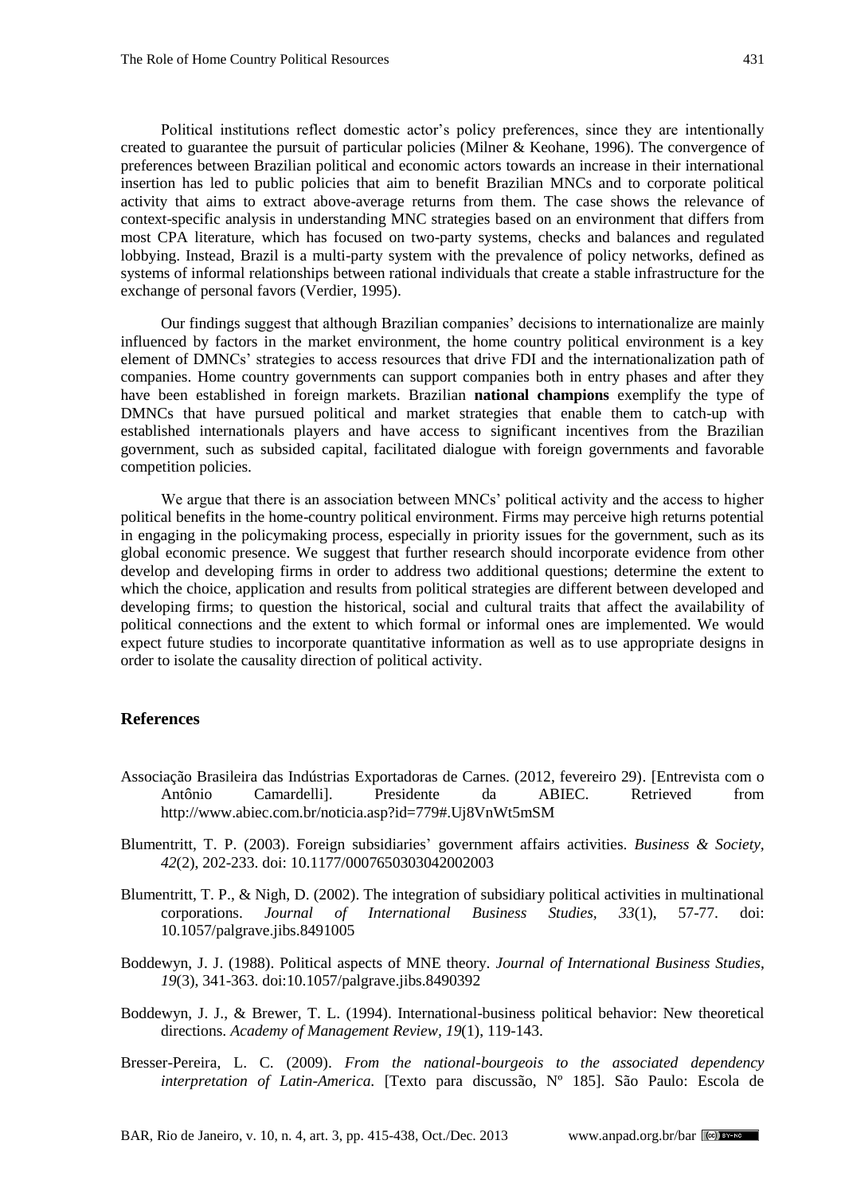Political institutions reflect domestic actor's policy preferences, since they are intentionally created to guarantee the pursuit of particular policies (Milner & Keohane, 1996). The convergence of preferences between Brazilian political and economic actors towards an increase in their international insertion has led to public policies that aim to benefit Brazilian MNCs and to corporate political activity that aims to extract above-average returns from them. The case shows the relevance of context-specific analysis in understanding MNC strategies based on an environment that differs from most CPA literature, which has focused on two-party systems, checks and balances and regulated lobbying. Instead, Brazil is a multi-party system with the prevalence of policy networks, defined as systems of informal relationships between rational individuals that create a stable infrastructure for the exchange of personal favors (Verdier, 1995).

Our findings suggest that although Brazilian companies' decisions to internationalize are mainly influenced by factors in the market environment, the home country political environment is a key element of DMNCs' strategies to access resources that drive FDI and the internationalization path of companies. Home country governments can support companies both in entry phases and after they have been established in foreign markets. Brazilian **national champions** exemplify the type of DMNCs that have pursued political and market strategies that enable them to catch-up with established internationals players and have access to significant incentives from the Brazilian government, such as subsided capital, facilitated dialogue with foreign governments and favorable competition policies.

We argue that there is an association between MNCs' political activity and the access to higher political benefits in the home-country political environment. Firms may perceive high returns potential in engaging in the policymaking process, especially in priority issues for the government, such as its global economic presence. We suggest that further research should incorporate evidence from other develop and developing firms in order to address two additional questions; determine the extent to which the choice, application and results from political strategies are different between developed and developing firms; to question the historical, social and cultural traits that affect the availability of political connections and the extent to which formal or informal ones are implemented. We would expect future studies to incorporate quantitative information as well as to use appropriate designs in order to isolate the causality direction of political activity.

## References

Associação Brasileira das Indústrias Exportadoras de Carnes. (2012, fevereiro 29). [Entrevista com o Antônio Camardelli]. Presidente da ABIEC. Retrieved from http://www.abiec.com.br/noticia.asp?id=779#.Uj8VnWt5mSM

Blumentritt, T. P. (2003). Foreign subsidiaries' government affairs activities. *Business & Society*, *42*(2), 202-233. doi: 10.1177/0007650303042002003

Blumentritt, T. P., & Nigh, D. (2002). The integration of subsidiary political activities in multinational corporations. *Journal of International Business Studies*, *33*(1), 57-77. doi: 10.1057/palgrave.jibs.8491005

Boddewyn, J. J. (1988). Political aspects of MNE theory. *Journal of International Business Studies*, *19*(3), 341-363. doi:10.1057/palgrave.jibs.8490392

Boddewyn, J. J., & Brewer, T. L. (1994). International-business political behavior: New theoretical directions. *Academy of Management Review*, *19*(1), 119-143.

Bresser-Pereira, L. C. (2009). *From the national-bourgeois to the associated dependency interpretation of Latin-America.* [Texto para discussão, Nº 185]. São Paulo: Escola de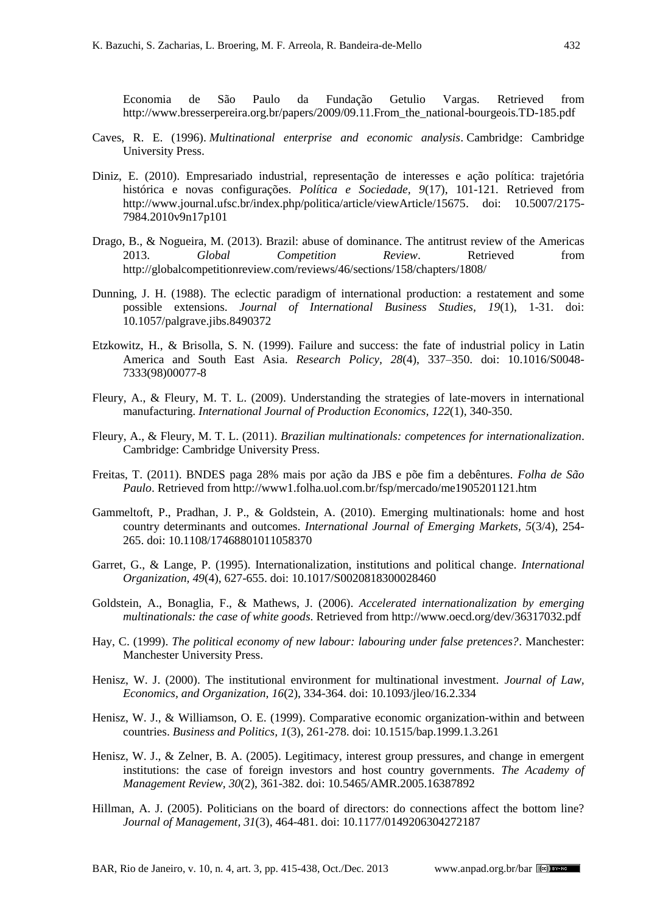Economia de São Paulo da Fundação Getulio Vargas. Retrieved from http://www.bresserpereira.org.br/papers/2009/09.11.From_the_national-bourgeois.TD-185.pdf

Caves, R. E. (1996). *Multinational enterprise and economic analysis*. Cambridge: Cambridge University Press.

Diniz, E. (2010). Empresariado industrial, representação de interesses e ação política: trajetória histórica e novas configurações. *Política e Sociedade*, *9*(17), 101-121. Retrieved from http://www.journal.ufsc.br/index.php/politica/article/viewArticle/15675. doi: 10.5007/2175-7984.2010v9n17p101

Drago, B., & Nogueira, M. (2013). Brazil: abuse of dominance. The antitrust review of the Americas 2013. *Global Competition Review*. Retrieved from http://globalcompetitionreview.com/reviews/46/sections/158/chapters/1808/

Dunning, J. H. (1988). The eclectic paradigm of international production: a restatement and some possible extensions. *Journal of International Business Studies*, *19*(1), 1-31. doi: 10.1057/palgrave.jibs.8490372

Etzkowitz, H., & Brisolla, S. N. (1999). Failure and success: the fate of industrial policy in Latin America and South East Asia. *Research Policy*, *28*(4), 337–350. doi: 10.1016/S0048-7333(98)00077-8

Fleury, A., & Fleury, M. T. L. (2009). Understanding the strategies of late-movers in international manufacturing. *International Journal of Production Economics*, *122*(1), 340-350.

Fleury, A., & Fleury, M. T. L. (2011). *Brazilian multinationals: competences for internationalization*. Cambridge: Cambridge University Press.

Freitas, T. (2011). BNDES paga 28% mais por ação da JBS e põe fim a debêntures. *Folha de São Paulo*. Retrieved from http://www1.folha.uol.com.br/fsp/mercado/me1905201121.htm

Gammeltoft, P., Pradhan, J. P., & Goldstein, A. (2010). Emerging multinationals: home and host country determinants and outcomes. *International Journal of Emerging Markets*, *5*(3/4), 254-265. doi: 10.1108/17468801011058370

Garret, G., & Lange, P. (1995). Internationalization, institutions and political change. *International Organization*, *49*(4), 627-655. doi: 10.1017/S0020818300028460

Goldstein, A., Bonaglia, F., & Mathews, J. (2006). *Accelerated internationalization by emerging multinationals: the case of white goods*. Retrieved from http://www.oecd.org/dev/36317032.pdf

Hay, C. (1999). *The political economy of new labour: labouring under false pretences?*. Manchester: Manchester University Press.

Henisz, W. J. (2000). The institutional environment for multinational investment. *Journal of Law, Economics, and Organization*, *16*(2), 334-364. doi: 10.1093/jleo/16.2.334

Henisz, W. J., & Williamson, O. E. (1999). Comparative economic organization-within and between countries. *Business and Politics*, *1*(3), 261-278. doi: 10.1515/bap.1999.1.3.261

Henisz, W. J., & Zelner, B. A. (2005). Legitimacy, interest group pressures, and change in emergent institutions: the case of foreign investors and host country governments. *The Academy of Management Review*, *30*(2), 361-382. doi: 10.5465/AMR.2005.16387892

Hillman, A. J. (2005). Politicians on the board of directors: do connections affect the bottom line? *Journal of Management*, *31*(3), 464-481. doi: 10.1177/0149206304272187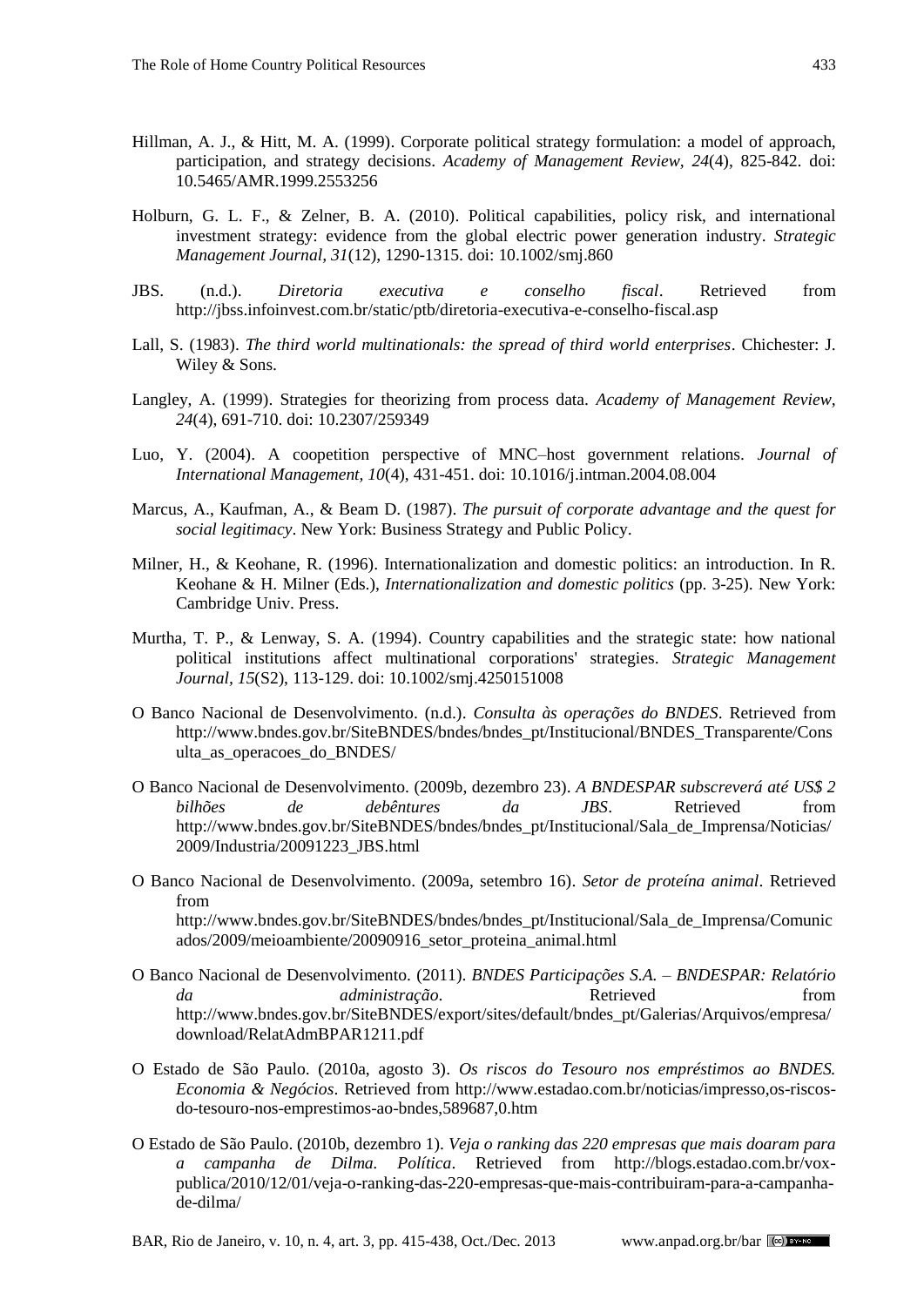Hillman, A. J., & Hitt, M. A. (1999). Corporate political strategy formulation: a model of approach, participation, and strategy decisions. *Academy of Management Review, 24*(4), 825-842. doi: 10.5465/AMR.1999.2553256

Holburn, G. L. F., & Zelner, B. A. (2010). Political capabilities, policy risk, and international investment strategy: evidence from the global electric power generation industry. *Strategic Management Journal, 31*(12), 1290-1315. doi: 10.1002/smj.860

JBS. (n.d.). *Diretoria executiva e conselho fiscal*. Retrieved from http://jbss.infoinvest.com.br/static/ptb/diretoria-executiva-e-conselho-fiscal.asp

Lall, S. (1983). *The third world multinationals: the spread of third world enterprises*. Chichester: J. Wiley & Sons.

Langley, A. (1999). Strategies for theorizing from process data. *Academy of Management Review, 24*(4), 691-710. doi: 10.2307/259349

Luo, Y. (2004). A coopetition perspective of MNC–host government relations. *Journal of International Management, 10*(4), 431-451. doi: 10.1016/j.intman.2004.08.004

Marcus, A., Kaufman, A., & Beam D. (1987). *The pursuit of corporate advantage and the quest for social legitimacy*. New York: Business Strategy and Public Policy.

Milner, H., & Keohane, R. (1996). Internationalization and domestic politics: an introduction. In R. Keohane & H. Milner (Eds.), *Internationalization and domestic politics* (pp. 3-25). New York: Cambridge Univ. Press.

Murtha, T. P., & Lenway, S. A. (1994). Country capabilities and the strategic state: how national political institutions affect multinational corporations' strategies. *Strategic Management Journal, 15*(S2), 113-129. doi: 10.1002/smj.4250151008

O Banco Nacional de Desenvolvimento. (n.d.). *Consulta às operações do BNDES*. Retrieved from http://www.bndes.gov.br/SiteBNDES/bndes/bndes_pt/Institucional/BNDES_Transparente/Consulta_as_operacoes_do_BNDES/

O Banco Nacional de Desenvolvimento. (2009b, dezembro 23). *A BNDESPAR subscreverá até US$ 2 bilhões de debêntures da JBS*. Retrieved from http://www.bndes.gov.br/SiteBNDES/bndes/bndes_pt/Institucional/Sala_de_Imprensa/Noticias/2009/Industria/20091223_JBS.html

O Banco Nacional de Desenvolvimento. (2009a, setembro 16). *Setor de proteína animal*. Retrieved from http://www.bndes.gov.br/SiteBNDES/bndes/bndes_pt/Institucional/Sala_de_Imprensa/Comunicados/2009/meioambiente/20090916_setor_proteina_animal.html

O Banco Nacional de Desenvolvimento. (2011). *BNDES Participações S.A. – BNDESPAR: Relatório da administração*. Retrieved from http://www.bndes.gov.br/SiteBNDES/export/sites/default/bndes_pt/Galerias/Arquivos/empresa/download/RelatAdmBPAR1211.pdf

O Estado de São Paulo. (2010a, agosto 3). *Os riscos do Tesouro nos empréstimos ao BNDES. Economia & Negócios*. Retrieved from http://www.estadao.com.br/noticias/impresso,os-riscos-do-tesouro-nos-emprestimos-ao-bndes,589687,0.htm

O Estado de São Paulo. (2010b, dezembro 1). *Veja o ranking das 220 empresas que mais doaram para a campanha de Dilma. Política*. Retrieved from http://blogs.estadao.com.br/vox-publica/2010/12/01/veja-o-ranking-das-220-empresas-que-mais-contribuiram-para-a-campanha-de-dilma/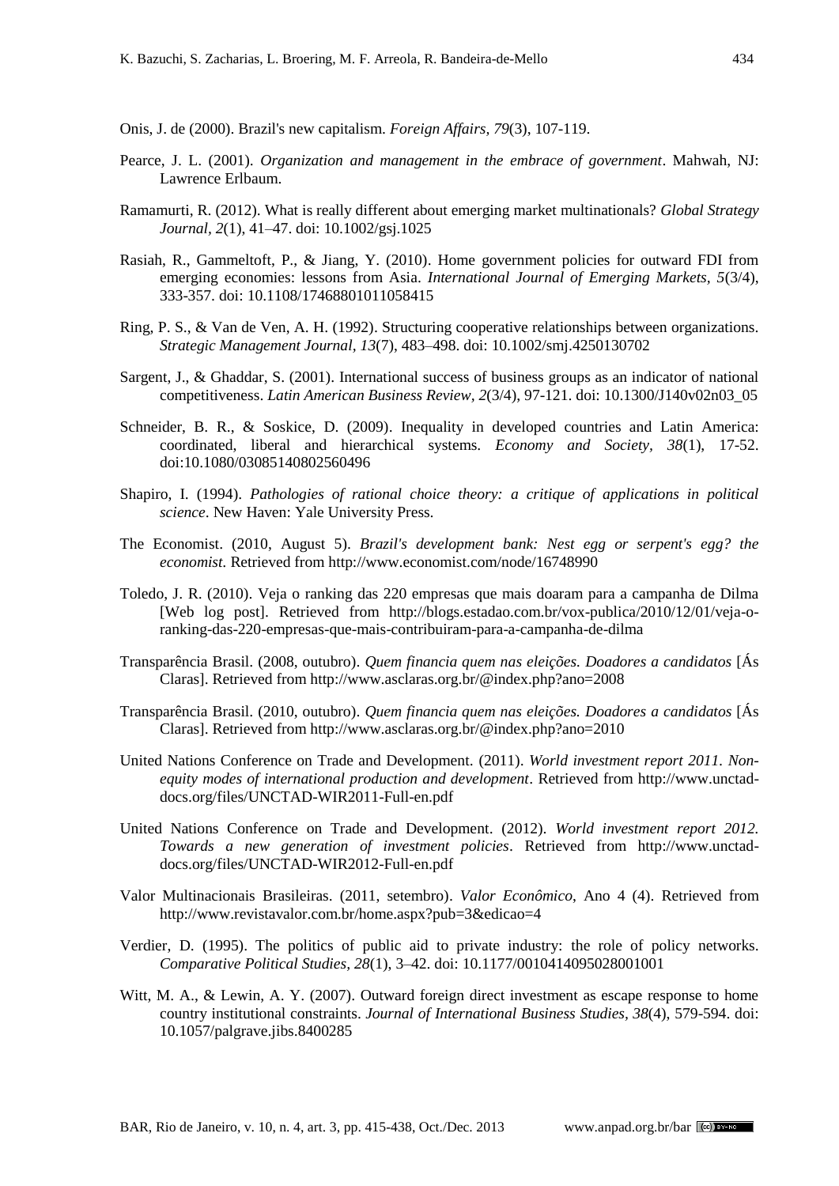Onis, J. de (2000). Brazil's new capitalism. *Foreign Affairs, 79*(3), 107-119.

Pearce, J. L. (2001). *Organization and management in the embrace of government*. Mahwah, NJ: Lawrence Erlbaum.

Ramamurti, R. (2012). What is really different about emerging market multinationals? *Global Strategy Journal, 2*(1), 41–47. doi: 10.1002/gsj.1025

Rasiah, R., Gammeltoft, P., & Jiang, Y. (2010). Home government policies for outward FDI from emerging economies: lessons from Asia. *International Journal of Emerging Markets, 5*(3/4), 333-357. doi: 10.1108/17468801011058415

Ring, P. S., & Van de Ven, A. H. (1992). Structuring cooperative relationships between organizations. *Strategic Management Journal, 13*(7), 483–498. doi: 10.1002/smj.4250130702

Sargent, J., & Ghaddar, S. (2001). International success of business groups as an indicator of national competitiveness. *Latin American Business Review, 2*(3/4), 97-121. doi: 10.1300/J140v02n03_05

Schneider, B. R., & Soskice, D. (2009). Inequality in developed countries and Latin America: coordinated, liberal and hierarchical systems. *Economy and Society, 38*(1), 17-52. doi:10.1080/03085140802560496

Shapiro, I. (1994). *Pathologies of rational choice theory: a critique of applications in political science*. New Haven: Yale University Press.

The Economist. (2010, August 5). *Brazil's development bank: Nest egg or serpent's egg? the economist.* Retrieved from http://www.economist.com/node/16748990

Toledo, J. R. (2010). Veja o ranking das 220 empresas que mais doaram para a campanha de Dilma [Web log post]. Retrieved from http://blogs.estadao.com.br/vox-publica/2010/12/01/veja-o-ranking-das-220-empresas-que-mais-contribuiram-para-a-campanha-de-dilma

Transparência Brasil. (2008, outubro). *Quem financia quem nas eleições. Doadores a candidatos* [Ás Claras]. Retrieved from http://www.asclaras.org.br/@index.php?ano=2008

Transparência Brasil. (2010, outubro). *Quem financia quem nas eleições. Doadores a candidatos* [Ás Claras]. Retrieved from http://www.asclaras.org.br/@index.php?ano=2010

United Nations Conference on Trade and Development. (2011). *World investment report 2011. Non-equity modes of international production and development*. Retrieved from http://www.unctad-docs.org/files/UNCTAD-WIR2011-Full-en.pdf

United Nations Conference on Trade and Development. (2012). *World investment report 2012. Towards a new generation of investment policies*. Retrieved from http://www.unctad-docs.org/files/UNCTAD-WIR2012-Full-en.pdf

Valor Multinacionais Brasileiras. (2011, setembro). *Valor Econômico*, Ano 4 (4). Retrieved from http://www.revistavalor.com.br/home.aspx?pub=3&edicao=4

Verdier, D. (1995). The politics of public aid to private industry: the role of policy networks. *Comparative Political Studies, 28*(1), 3–42. doi: 10.1177/0010414095028001001

Witt, M. A., & Lewin, A. Y. (2007). Outward foreign direct investment as escape response to home country institutional constraints. *Journal of International Business Studies, 38*(4), 579-594. doi: 10.1057/palgrave.jibs.8400285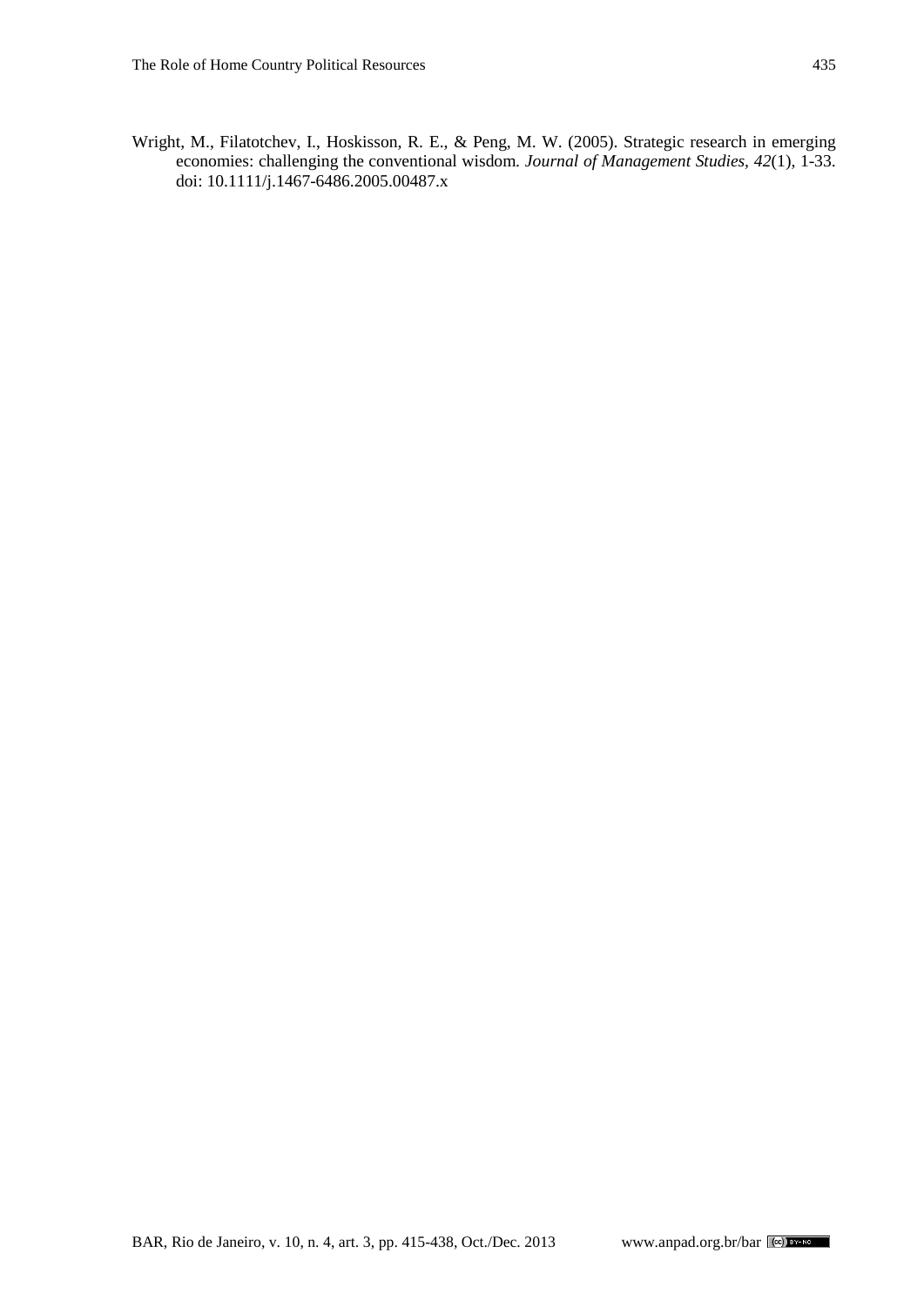Wright, M., Filatotchev, I., Hoskisson, R. E., & Peng, M. W. (2005). Strategic research in emerging economies: challenging the conventional wisdom. *Journal of Management Studies*, *42*(1), 1-33. doi: 10.1111/j.1467-6486.2005.00487.x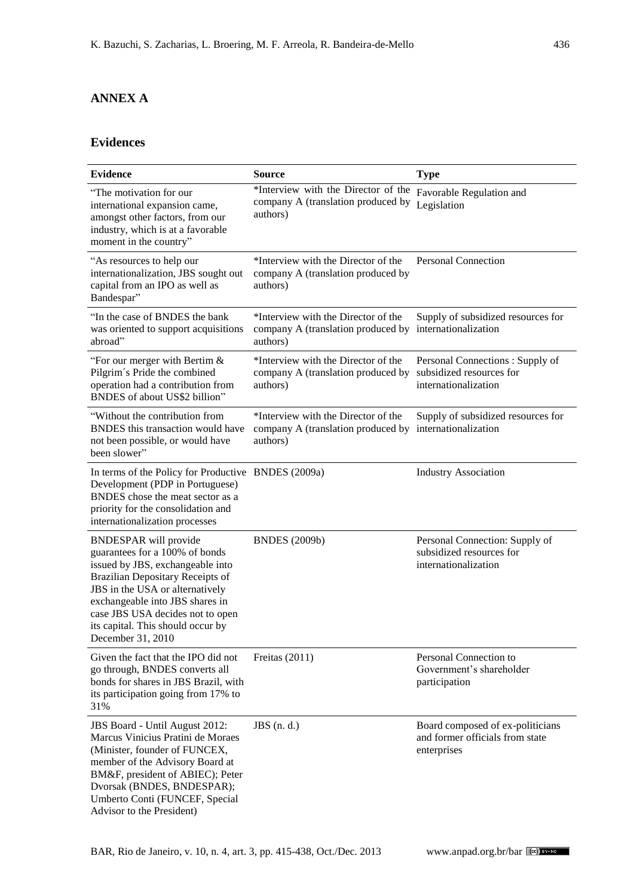## ANNEX A

### Evidences

| Evidence | Source | Type |
|---|---|---|
| "The motivation for our international expansion came, amongst other factors, from our industry, which is at a favorable moment in the country" | *Interview with the Director of the company A (translation produced by authors) | Favorable Regulation and Legislation |
| "As resources to help our internationalization, JBS sought out capital from an IPO as well as Bandespar" | *Interview with the Director of the company A (translation produced by authors) | Personal Connection |
| "In the case of BNDES the bank was oriented to support acquisitions abroad" | *Interview with the Director of the company A (translation produced by authors) | Supply of subsidized resources for internationalization |
| "For our merger with Bertim & Pilgrim´s Pride the combined operation had a contribution from BNDES of about US$2 billion" | *Interview with the Director of the company A (translation produced by authors) | Personal Connections : Supply of subsidized resources for internationalization |
| "Without the contribution from BNDES this transaction would have not been possible, or would have been slower" | *Interview with the Director of the company A (translation produced by authors) | Supply of subsidized resources for internationalization |
| In terms of the Policy for Productive Development (PDP in Portuguese) BNDES chose the meat sector as a priority for the consolidation and internationalization processes | BNDES (2009a) | Industry Association |
| BNDESPAR will provide guarantees for a 100% of bonds issued by JBS, exchangeable into Brazilian Depositary Receipts of JBS in the USA or alternatively exchangeable into JBS shares in case JBS USA decides not to open its capital. This should occur by December 31, 2010 | BNDES (2009b) | Personal Connection: Supply of subsidized resources for internationalization |
| Given the fact that the IPO did not go through, BNDES converts all bonds for shares in JBS Brazil, with its participation going from 17% to 31% | Freitas (2011) | Personal Connection to Government's shareholder participation |
| JBS Board - Until August 2012: Marcus Vinicius Pratini de Moraes (Minister, founder of FUNCEX, member of the Advisory Board at BM&F, president of ABIEC); Peter Dvorsak (BNDES, BNDESPAR); Umberto Conti (FUNCEF, Special Advisor to the President) | JBS (n. d.) | Board composed of ex-politicians and former officials from state enterprises |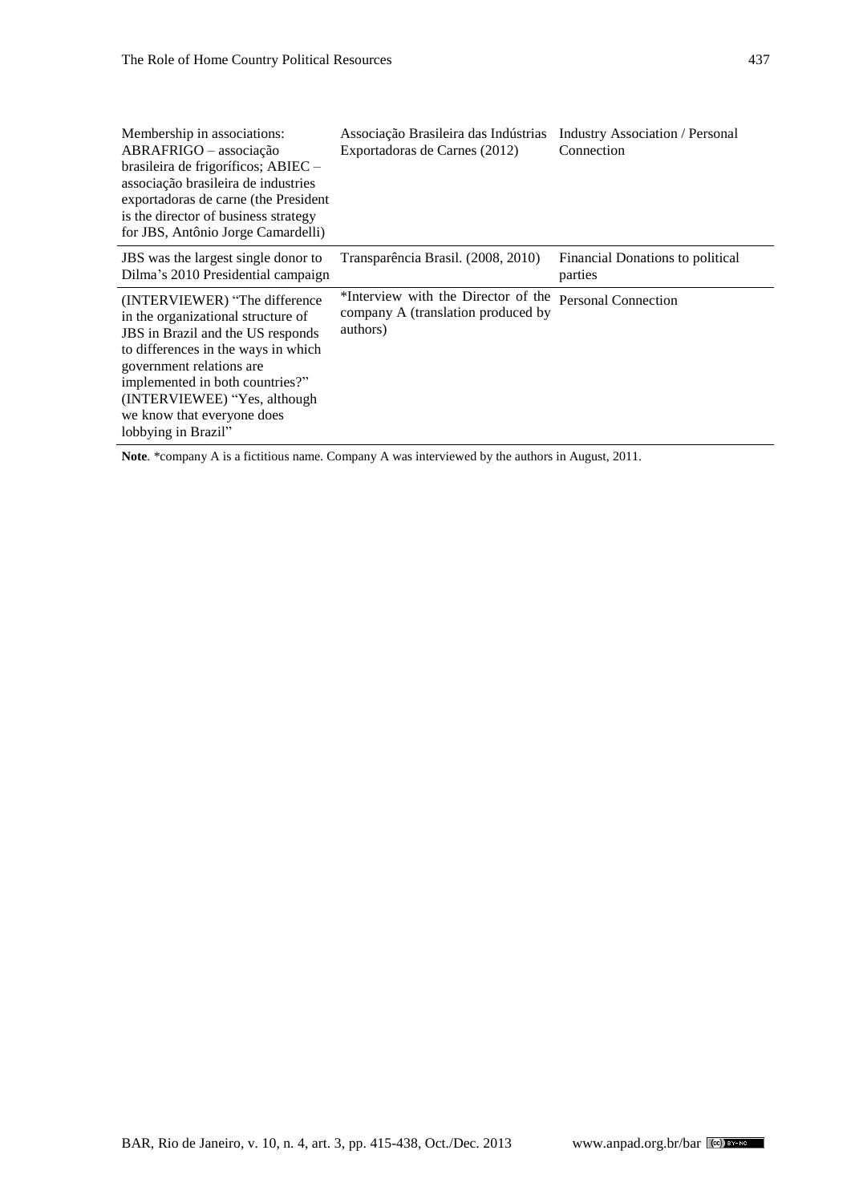| | | |
|---|---|---|
| Membership in associations: ABRAFRIGO – associação brasileira de frigoríficos; ABIEC – associação brasileira de industries exportadoras de carne (the President is the director of business strategy for JBS, Antônio Jorge Camardelli) | Associação Brasileira das Indústrias Exportadoras de Carnes (2012) | Industry Association / Personal Connection |
| JBS was the largest single donor to Dilma's 2010 Presidential campaign | Transparência Brasil. (2008, 2010) | Financial Donations to political parties |
| (INTERVIEWER) "The difference in the organizational structure of JBS in Brazil and the US responds to differences in the ways in which government relations are implemented in both countries?" (INTERVIEWEE) "Yes, although we know that everyone does lobbying in Brazil" | *Interview with the Director of the company A (translation produced by authors) | Personal Connection |

**Note**. *company A is a fictitious name. Company A was interviewed by the authors in August, 2011.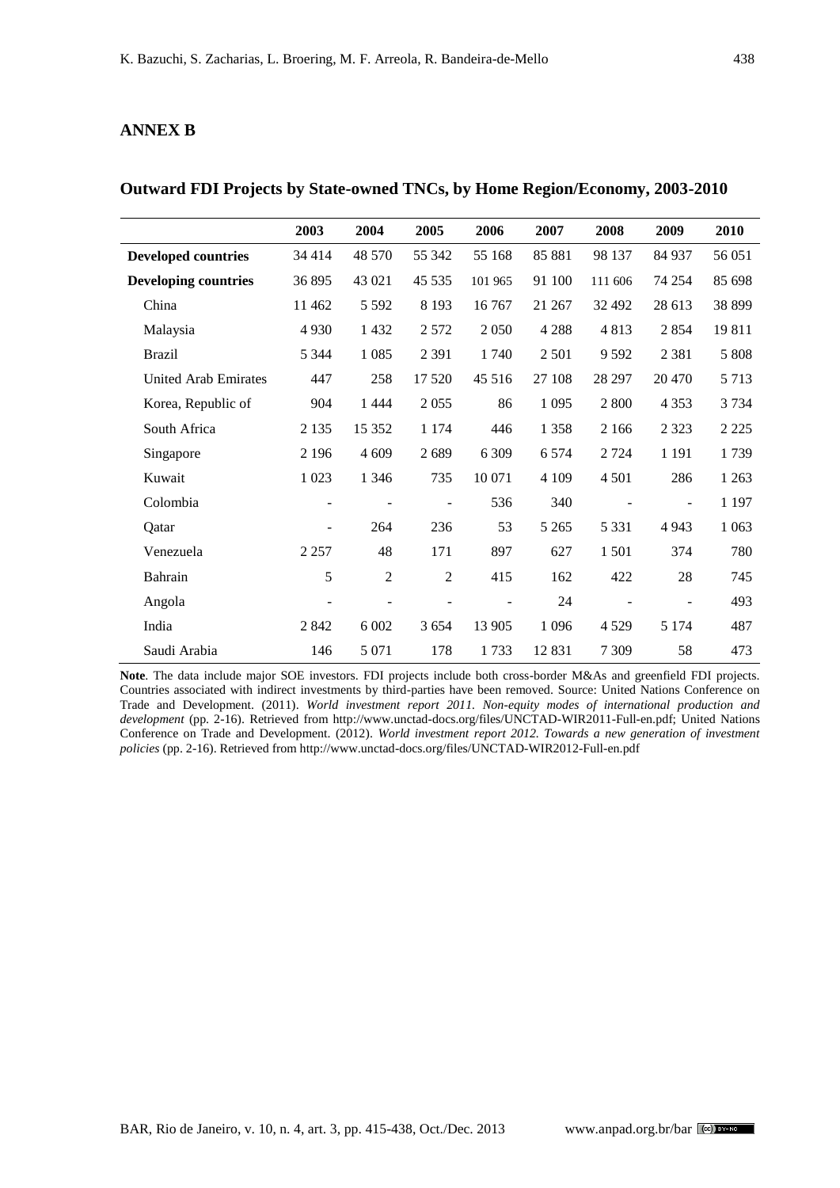## ANNEX B

### Outward FDI Projects by State-owned TNCs, by Home Region/Economy, 2003-2010

| | 2003 | 2004 | 2005 | 2006 | 2007 | 2008 | 2009 | 2010 |
|---|---|---|---|---|---|---|---|---|
| **Developed countries** | 34 414 | 48 570 | 55 342 | 55 168 | 85 881 | 98 137 | 84 937 | 56 051 |
| **Developing countries** | 36 895 | 43 021 | 45 535 | 101 965 | 91 100 | 111 606 | 74 254 | 85 698 |
| China | 11 462 | 5 592 | 8 193 | 16 767 | 21 267 | 32 492 | 28 613 | 38 899 |
| Malaysia | 4 930 | 1 432 | 2 572 | 2 050 | 4 288 | 4 813 | 2 854 | 19 811 |
| Brazil | 5 344 | 1 085 | 2 391 | 1 740 | 2 501 | 9 592 | 2 381 | 5 808 |
| United Arab Emirates | 447 | 258 | 17 520 | 45 516 | 27 108 | 28 297 | 20 470 | 5 713 |
| Korea, Republic of | 904 | 1 444 | 2 055 | 86 | 1 095 | 2 800 | 4 353 | 3 734 |
| South Africa | 2 135 | 15 352 | 1 174 | 446 | 1 358 | 2 166 | 2 323 | 2 225 |
| Singapore | 2 196 | 4 609 | 2 689 | 6 309 | 6 574 | 2 724 | 1 191 | 1 739 |
| Kuwait | 1 023 | 1 346 | 735 | 10 071 | 4 109 | 4 501 | 286 | 1 263 |
| Colombia | - | - | - | 536 | 340 | - | - | 1 197 |
| Qatar | - | 264 | 236 | 53 | 5 265 | 5 331 | 4 943 | 1 063 |
| Venezuela | 2 257 | 48 | 171 | 897 | 627 | 1 501 | 374 | 780 |
| Bahrain | 5 | 2 | 2 | 415 | 162 | 422 | 28 | 745 |
| Angola | - | - | - | - | 24 | - | - | 493 |
| India | 2 842 | 6 002 | 3 654 | 13 905 | 1 096 | 4 529 | 5 174 | 487 |
| Saudi Arabia | 146 | 5 071 | 178 | 1 733 | 12 831 | 7 309 | 58 | 473 |

**Note**. The data include major SOE investors. FDI projects include both cross-border M&As and greenfield FDI projects. Countries associated with indirect investments by third-parties have been removed. Source: United Nations Conference on Trade and Development. (2011). *World investment report 2011. Non-equity modes of international production and development* (pp. 2-16). Retrieved from http://www.unctad-docs.org/files/UNCTAD-WIR2011-Full-en.pdf; United Nations Conference on Trade and Development. (2012). *World investment report 2012. Towards a new generation of investment policies* (pp. 2-16). Retrieved from http://www.unctad-docs.org/files/UNCTAD-WIR2012-Full-en.pdf